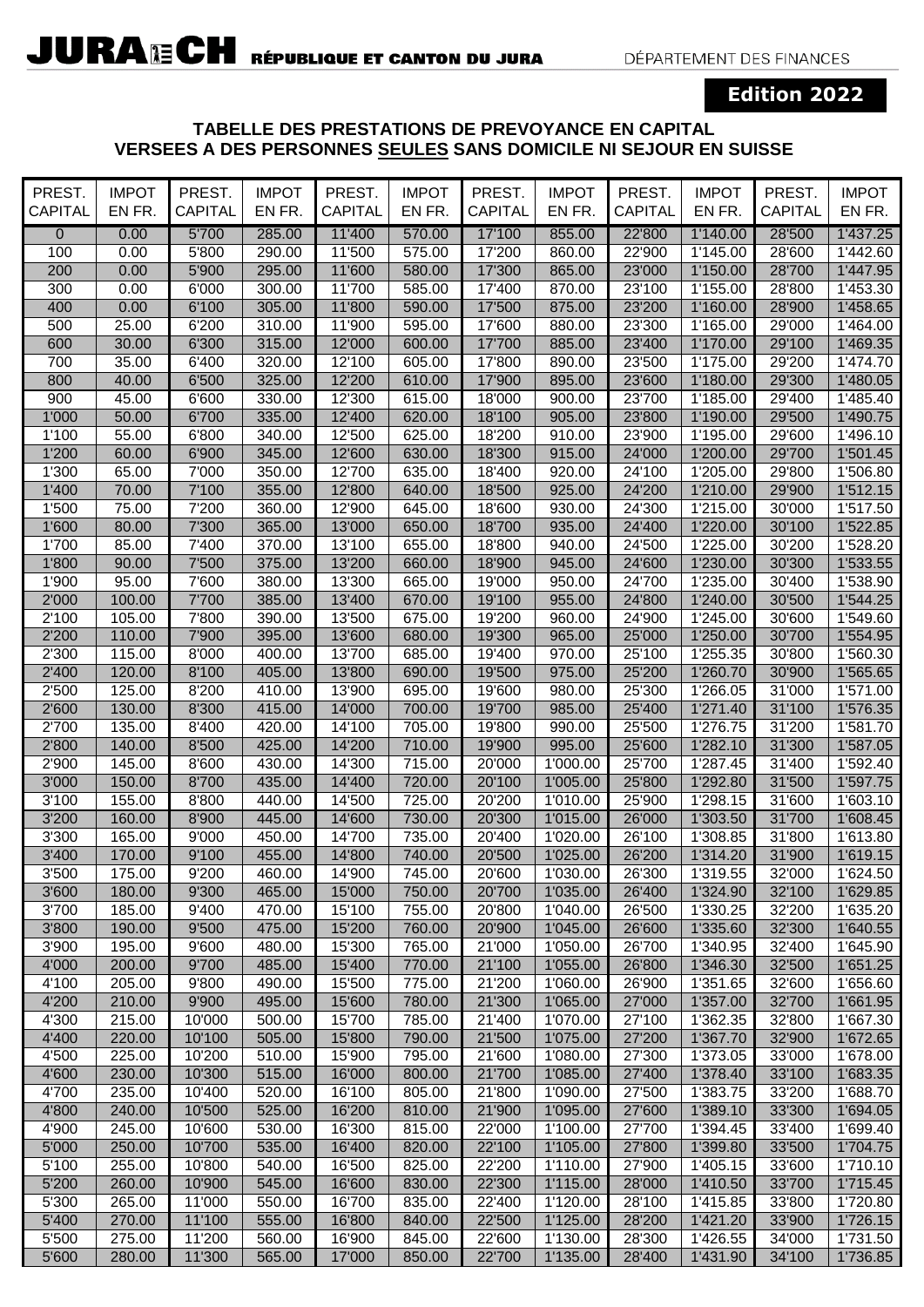**JURA CH** RÉPUBLIQUE ET CANTON DU JURA

DÉPARTEMENT DES FINANCES

**Edition 2022**

## TABELLE DES PRESTATIONS DE PREVOYANCE EN CAPITAL VERSEES A DES PERSONNES SEULES SANS DOMICILE NI SEJOUR EN SUISSE

| PREST. CAPITAL | IMPOT EN FR. | PREST. CAPITAL | IMPOT EN FR. | PREST. CAPITAL | IMPOT EN FR. | PREST. CAPITAL | IMPOT EN FR. | PREST. CAPITAL | IMPOT EN FR. | PREST. CAPITAL | IMPOT EN FR. |
|---|---|---|---|---|---|---|---|---|---|---|---|
| 0 | 0.00 | 5'700 | 285.00 | 11'400 | 570.00 | 17'100 | 855.00 | 22'800 | 1'140.00 | 28'500 | 1'437.25 |
| 100 | 0.00 | 5'800 | 290.00 | 11'500 | 575.00 | 17'200 | 860.00 | 22'900 | 1'145.00 | 28'600 | 1'442.60 |
| 200 | 0.00 | 5'900 | 295.00 | 11'600 | 580.00 | 17'300 | 865.00 | 23'000 | 1'150.00 | 28'700 | 1'447.95 |
| 300 | 0.00 | 6'000 | 300.00 | 11'700 | 585.00 | 17'400 | 870.00 | 23'100 | 1'155.00 | 28'800 | 1'453.30 |
| 400 | 0.00 | 6'100 | 305.00 | 11'800 | 590.00 | 17'500 | 875.00 | 23'200 | 1'160.00 | 28'900 | 1'458.65 |
| 500 | 25.00 | 6'200 | 310.00 | 11'900 | 595.00 | 17'600 | 880.00 | 23'300 | 1'165.00 | 29'000 | 1'464.00 |
| 600 | 30.00 | 6'300 | 315.00 | 12'000 | 600.00 | 17'700 | 885.00 | 23'400 | 1'170.00 | 29'100 | 1'469.35 |
| 700 | 35.00 | 6'400 | 320.00 | 12'100 | 605.00 | 17'800 | 890.00 | 23'500 | 1'175.00 | 29'200 | 1'474.70 |
| 800 | 40.00 | 6'500 | 325.00 | 12'200 | 610.00 | 17'900 | 895.00 | 23'600 | 1'180.00 | 29'300 | 1'480.05 |
| 900 | 45.00 | 6'600 | 330.00 | 12'300 | 615.00 | 18'000 | 900.00 | 23'700 | 1'185.00 | 29'400 | 1'485.40 |
| 1'000 | 50.00 | 6'700 | 335.00 | 12'400 | 620.00 | 18'100 | 905.00 | 23'800 | 1'190.00 | 29'500 | 1'490.75 |
| 1'100 | 55.00 | 6'800 | 340.00 | 12'500 | 625.00 | 18'200 | 910.00 | 23'900 | 1'195.00 | 29'600 | 1'496.10 |
| 1'200 | 60.00 | 6'900 | 345.00 | 12'600 | 630.00 | 18'300 | 915.00 | 24'000 | 1'200.00 | 29'700 | 1'501.45 |
| 1'300 | 65.00 | 7'000 | 350.00 | 12'700 | 635.00 | 18'400 | 920.00 | 24'100 | 1'205.00 | 29'800 | 1'506.80 |
| 1'400 | 70.00 | 7'100 | 355.00 | 12'800 | 640.00 | 18'500 | 925.00 | 24'200 | 1'210.00 | 29'900 | 1'512.15 |
| 1'500 | 75.00 | 7'200 | 360.00 | 12'900 | 645.00 | 18'600 | 930.00 | 24'300 | 1'215.00 | 30'000 | 1'517.50 |
| 1'600 | 80.00 | 7'300 | 365.00 | 13'000 | 650.00 | 18'700 | 935.00 | 24'400 | 1'220.00 | 30'100 | 1'522.85 |
| 1'700 | 85.00 | 7'400 | 370.00 | 13'100 | 655.00 | 18'800 | 940.00 | 24'500 | 1'225.00 | 30'200 | 1'528.20 |
| 1'800 | 90.00 | 7'500 | 375.00 | 13'200 | 660.00 | 18'900 | 945.00 | 24'600 | 1'230.00 | 30'300 | 1'533.55 |
| 1'900 | 95.00 | 7'600 | 380.00 | 13'300 | 665.00 | 19'000 | 950.00 | 24'700 | 1'235.00 | 30'400 | 1'538.90 |
| 2'000 | 100.00 | 7'700 | 385.00 | 13'400 | 670.00 | 19'100 | 955.00 | 24'800 | 1'240.00 | 30'500 | 1'544.25 |
| 2'100 | 105.00 | 7'800 | 390.00 | 13'500 | 675.00 | 19'200 | 960.00 | 24'900 | 1'245.00 | 30'600 | 1'549.60 |
| 2'200 | 110.00 | 7'900 | 395.00 | 13'600 | 680.00 | 19'300 | 965.00 | 25'000 | 1'250.00 | 30'700 | 1'554.95 |
| 2'300 | 115.00 | 8'000 | 400.00 | 13'700 | 685.00 | 19'400 | 970.00 | 25'100 | 1'255.35 | 30'800 | 1'560.30 |
| 2'400 | 120.00 | 8'100 | 405.00 | 13'800 | 690.00 | 19'500 | 975.00 | 25'200 | 1'260.70 | 30'900 | 1'565.65 |
| 2'500 | 125.00 | 8'200 | 410.00 | 13'900 | 695.00 | 19'600 | 980.00 | 25'300 | 1'266.05 | 31'000 | 1'571.00 |
| 2'600 | 130.00 | 8'300 | 415.00 | 14'000 | 700.00 | 19'700 | 985.00 | 25'400 | 1'271.40 | 31'100 | 1'576.35 |
| 2'700 | 135.00 | 8'400 | 420.00 | 14'100 | 705.00 | 19'800 | 990.00 | 25'500 | 1'276.75 | 31'200 | 1'581.70 |
| 2'800 | 140.00 | 8'500 | 425.00 | 14'200 | 710.00 | 19'900 | 995.00 | 25'600 | 1'282.10 | 31'300 | 1'587.05 |
| 2'900 | 145.00 | 8'600 | 430.00 | 14'300 | 715.00 | 20'000 | 1'000.00 | 25'700 | 1'287.45 | 31'400 | 1'592.40 |
| 3'000 | 150.00 | 8'700 | 435.00 | 14'400 | 720.00 | 20'100 | 1'005.00 | 25'800 | 1'292.80 | 31'500 | 1'597.75 |
| 3'100 | 155.00 | 8'800 | 440.00 | 14'500 | 725.00 | 20'200 | 1'010.00 | 25'900 | 1'298.15 | 31'600 | 1'603.10 |
| 3'200 | 160.00 | 8'900 | 445.00 | 14'600 | 730.00 | 20'300 | 1'015.00 | 26'000 | 1'303.50 | 31'700 | 1'608.45 |
| 3'300 | 165.00 | 9'000 | 450.00 | 14'700 | 735.00 | 20'400 | 1'020.00 | 26'100 | 1'308.85 | 31'800 | 1'613.80 |
| 3'400 | 170.00 | 9'100 | 455.00 | 14'800 | 740.00 | 20'500 | 1'025.00 | 26'200 | 1'314.20 | 31'900 | 1'619.15 |
| 3'500 | 175.00 | 9'200 | 460.00 | 14'900 | 745.00 | 20'600 | 1'030.00 | 26'300 | 1'319.55 | 32'000 | 1'624.50 |
| 3'600 | 180.00 | 9'300 | 465.00 | 15'000 | 750.00 | 20'700 | 1'035.00 | 26'400 | 1'324.90 | 32'100 | 1'629.85 |
| 3'700 | 185.00 | 9'400 | 470.00 | 15'100 | 755.00 | 20'800 | 1'040.00 | 26'500 | 1'330.25 | 32'200 | 1'635.20 |
| 3'800 | 190.00 | 9'500 | 475.00 | 15'200 | 760.00 | 20'900 | 1'045.00 | 26'600 | 1'335.60 | 32'300 | 1'640.55 |
| 3'900 | 195.00 | 9'600 | 480.00 | 15'300 | 765.00 | 21'000 | 1'050.00 | 26'700 | 1'340.95 | 32'400 | 1'645.90 |
| 4'000 | 200.00 | 9'700 | 485.00 | 15'400 | 770.00 | 21'100 | 1'055.00 | 26'800 | 1'346.30 | 32'500 | 1'651.25 |
| 4'100 | 205.00 | 9'800 | 490.00 | 15'500 | 775.00 | 21'200 | 1'060.00 | 26'900 | 1'351.65 | 32'600 | 1'656.60 |
| 4'200 | 210.00 | 9'900 | 495.00 | 15'600 | 780.00 | 21'300 | 1'065.00 | 27'000 | 1'357.00 | 32'700 | 1'661.95 |
| 4'300 | 215.00 | 10'000 | 500.00 | 15'700 | 785.00 | 21'400 | 1'070.00 | 27'100 | 1'362.35 | 32'800 | 1'667.30 |
| 4'400 | 220.00 | 10'100 | 505.00 | 15'800 | 790.00 | 21'500 | 1'075.00 | 27'200 | 1'367.70 | 32'900 | 1'672.65 |
| 4'500 | 225.00 | 10'200 | 510.00 | 15'900 | 795.00 | 21'600 | 1'080.00 | 27'300 | 1'373.05 | 33'000 | 1'678.00 |
| 4'600 | 230.00 | 10'300 | 515.00 | 16'000 | 800.00 | 21'700 | 1'085.00 | 27'400 | 1'378.40 | 33'100 | 1'683.35 |
| 4'700 | 235.00 | 10'400 | 520.00 | 16'100 | 805.00 | 21'800 | 1'090.00 | 27'500 | 1'383.75 | 33'200 | 1'688.70 |
| 4'800 | 240.00 | 10'500 | 525.00 | 16'200 | 810.00 | 21'900 | 1'095.00 | 27'600 | 1'389.10 | 33'300 | 1'694.05 |
| 4'900 | 245.00 | 10'600 | 530.00 | 16'300 | 815.00 | 22'000 | 1'100.00 | 27'700 | 1'394.45 | 33'400 | 1'699.40 |
| 5'000 | 250.00 | 10'700 | 535.00 | 16'400 | 820.00 | 22'100 | 1'105.00 | 27'800 | 1'399.80 | 33'500 | 1'704.75 |
| 5'100 | 255.00 | 10'800 | 540.00 | 16'500 | 825.00 | 22'200 | 1'110.00 | 27'900 | 1'405.15 | 33'600 | 1'710.10 |
| 5'200 | 260.00 | 10'900 | 545.00 | 16'600 | 830.00 | 22'300 | 1'115.00 | 28'000 | 1'410.50 | 33'700 | 1'715.45 |
| 5'300 | 265.00 | 11'000 | 550.00 | 16'700 | 835.00 | 22'400 | 1'120.00 | 28'100 | 1'415.85 | 33'800 | 1'720.80 |
| 5'400 | 270.00 | 11'100 | 555.00 | 16'800 | 840.00 | 22'500 | 1'125.00 | 28'200 | 1'421.20 | 33'900 | 1'726.15 |
| 5'500 | 275.00 | 11'200 | 560.00 | 16'900 | 845.00 | 22'600 | 1'130.00 | 28'300 | 1'426.55 | 34'000 | 1'731.50 |
| 5'600 | 280.00 | 11'300 | 565.00 | 17'000 | 850.00 | 22'700 | 1'135.00 | 28'400 | 1'431.90 | 34'100 | 1'736.85 |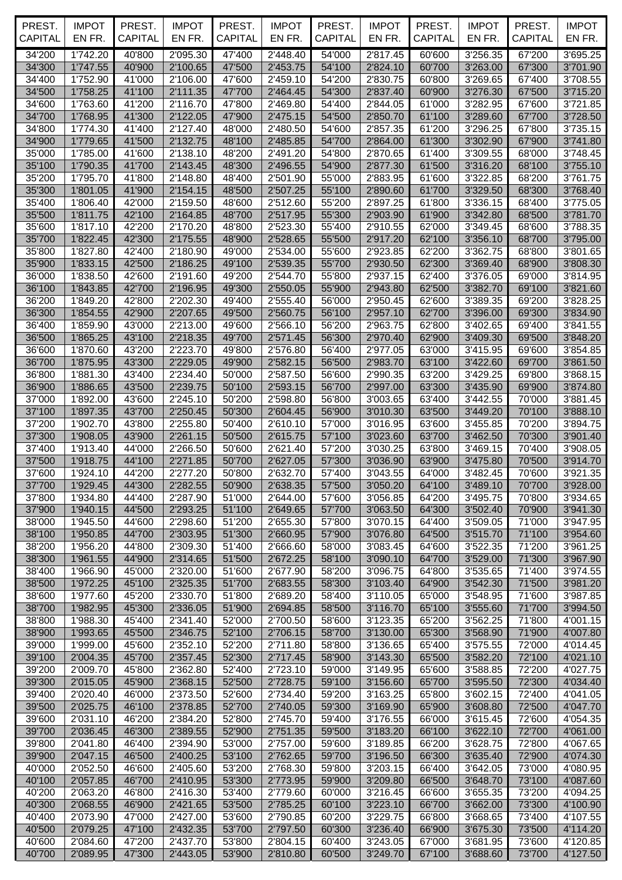| PREST. CAPITAL | IMPOT EN FR. | PREST. CAPITAL | IMPOT EN FR. | PREST. CAPITAL | IMPOT EN FR. | PREST. CAPITAL | IMPOT EN FR. | PREST. CAPITAL | IMPOT EN FR. | PREST. CAPITAL | IMPOT EN FR. |
|---|---|---|---|---|---|---|---|---|---|---|---|
| 34'200 | 1'742.20 | 40'800 | 2'095.30 | 47'400 | 2'448.40 | 54'000 | 2'817.45 | 60'600 | 3'256.35 | 67'200 | 3'695.25 |
| 34'300 | 1'747.55 | 40'900 | 2'100.65 | 47'500 | 2'453.75 | 54'100 | 2'824.10 | 60'700 | 3'263.00 | 67'300 | 3'701.90 |
| 34'400 | 1'752.90 | 41'000 | 2'106.00 | 47'600 | 2'459.10 | 54'200 | 2'830.75 | 60'800 | 3'269.65 | 67'400 | 3'708.55 |
| 34'500 | 1'758.25 | 41'100 | 2'111.35 | 47'700 | 2'464.45 | 54'300 | 2'837.40 | 60'900 | 3'276.30 | 67'500 | 3'715.20 |
| 34'600 | 1'763.60 | 41'200 | 2'116.70 | 47'800 | 2'469.80 | 54'400 | 2'844.05 | 61'000 | 3'282.95 | 67'600 | 3'721.85 |
| 34'700 | 1'768.95 | 41'300 | 2'122.05 | 47'900 | 2'475.15 | 54'500 | 2'850.70 | 61'100 | 3'289.60 | 67'700 | 3'728.50 |
| 34'800 | 1'774.30 | 41'400 | 2'127.40 | 48'000 | 2'480.50 | 54'600 | 2'857.35 | 61'200 | 3'296.25 | 67'800 | 3'735.15 |
| 34'900 | 1'779.65 | 41'500 | 2'132.75 | 48'100 | 2'485.85 | 54'700 | 2'864.00 | 61'300 | 3'302.90 | 67'900 | 3'741.80 |
| 35'000 | 1'785.00 | 41'600 | 2'138.10 | 48'200 | 2'491.20 | 54'800 | 2'870.65 | 61'400 | 3'309.55 | 68'000 | 3'748.45 |
| 35'100 | 1'790.35 | 41'700 | 2'143.45 | 48'300 | 2'496.55 | 54'900 | 2'877.30 | 61'500 | 3'316.20 | 68'100 | 3'755.10 |
| 35'200 | 1'795.70 | 41'800 | 2'148.80 | 48'400 | 2'501.90 | 55'000 | 2'883.95 | 61'600 | 3'322.85 | 68'200 | 3'761.75 |
| 35'300 | 1'801.05 | 41'900 | 2'154.15 | 48'500 | 2'507.25 | 55'100 | 2'890.60 | 61'700 | 3'329.50 | 68'300 | 3'768.40 |
| 35'400 | 1'806.40 | 42'000 | 2'159.50 | 48'600 | 2'512.60 | 55'200 | 2'897.25 | 61'800 | 3'336.15 | 68'400 | 3'775.05 |
| 35'500 | 1'811.75 | 42'100 | 2'164.85 | 48'700 | 2'517.95 | 55'300 | 2'903.90 | 61'900 | 3'342.80 | 68'500 | 3'781.70 |
| 35'600 | 1'817.10 | 42'200 | 2'170.20 | 48'800 | 2'523.30 | 55'400 | 2'910.55 | 62'000 | 3'349.45 | 68'600 | 3'788.35 |
| 35'700 | 1'822.45 | 42'300 | 2'175.55 | 48'900 | 2'528.65 | 55'500 | 2'917.20 | 62'100 | 3'356.10 | 68'700 | 3'795.00 |
| 35'800 | 1'827.80 | 42'400 | 2'180.90 | 49'000 | 2'534.00 | 55'600 | 2'923.85 | 62'200 | 3'362.75 | 68'800 | 3'801.65 |
| 35'900 | 1'833.15 | 42'500 | 2'186.25 | 49'100 | 2'539.35 | 55'700 | 2'930.50 | 62'300 | 3'369.40 | 68'900 | 3'808.30 |
| 36'000 | 1'838.50 | 42'600 | 2'191.60 | 49'200 | 2'544.70 | 55'800 | 2'937.15 | 62'400 | 3'376.05 | 69'000 | 3'814.95 |
| 36'100 | 1'843.85 | 42'700 | 2'196.95 | 49'300 | 2'550.05 | 55'900 | 2'943.80 | 62'500 | 3'382.70 | 69'100 | 3'821.60 |
| 36'200 | 1'849.20 | 42'800 | 2'202.30 | 49'400 | 2'555.40 | 56'000 | 2'950.45 | 62'600 | 3'389.35 | 69'200 | 3'828.25 |
| 36'300 | 1'854.55 | 42'900 | 2'207.65 | 49'500 | 2'560.75 | 56'100 | 2'957.10 | 62'700 | 3'396.00 | 69'300 | 3'834.90 |
| 36'400 | 1'859.90 | 43'000 | 2'213.00 | 49'600 | 2'566.10 | 56'200 | 2'963.75 | 62'800 | 3'402.65 | 69'400 | 3'841.55 |
| 36'500 | 1'865.25 | 43'100 | 2'218.35 | 49'700 | 2'571.45 | 56'300 | 2'970.40 | 62'900 | 3'409.30 | 69'500 | 3'848.20 |
| 36'600 | 1'870.60 | 43'200 | 2'223.70 | 49'800 | 2'576.80 | 56'400 | 2'977.05 | 63'000 | 3'415.95 | 69'600 | 3'854.85 |
| 36'700 | 1'875.95 | 43'300 | 2'229.05 | 49'900 | 2'582.15 | 56'500 | 2'983.70 | 63'100 | 3'422.60 | 69'700 | 3'861.50 |
| 36'800 | 1'881.30 | 43'400 | 2'234.40 | 50'000 | 2'587.50 | 56'600 | 2'990.35 | 63'200 | 3'429.25 | 69'800 | 3'868.15 |
| 36'900 | 1'886.65 | 43'500 | 2'239.75 | 50'100 | 2'593.15 | 56'700 | 2'997.00 | 63'300 | 3'435.90 | 69'900 | 3'874.80 |
| 37'000 | 1'892.00 | 43'600 | 2'245.10 | 50'200 | 2'598.80 | 56'800 | 3'003.65 | 63'400 | 3'442.55 | 70'000 | 3'881.45 |
| 37'100 | 1'897.35 | 43'700 | 2'250.45 | 50'300 | 2'604.45 | 56'900 | 3'010.30 | 63'500 | 3'449.20 | 70'100 | 3'888.10 |
| 37'200 | 1'902.70 | 43'800 | 2'255.80 | 50'400 | 2'610.10 | 57'000 | 3'016.95 | 63'600 | 3'455.85 | 70'200 | 3'894.75 |
| 37'300 | 1'908.05 | 43'900 | 2'261.15 | 50'500 | 2'615.75 | 57'100 | 3'023.60 | 63'700 | 3'462.50 | 70'300 | 3'901.40 |
| 37'400 | 1'913.40 | 44'000 | 2'266.50 | 50'600 | 2'621.40 | 57'200 | 3'030.25 | 63'800 | 3'469.15 | 70'400 | 3'908.05 |
| 37'500 | 1'918.75 | 44'100 | 2'271.85 | 50'700 | 2'627.05 | 57'300 | 3'036.90 | 63'900 | 3'475.80 | 70'500 | 3'914.70 |
| 37'600 | 1'924.10 | 44'200 | 2'277.20 | 50'800 | 2'632.70 | 57'400 | 3'043.55 | 64'000 | 3'482.45 | 70'600 | 3'921.35 |
| 37'700 | 1'929.45 | 44'300 | 2'282.55 | 50'900 | 2'638.35 | 57'500 | 3'050.20 | 64'100 | 3'489.10 | 70'700 | 3'928.00 |
| 37'800 | 1'934.80 | 44'400 | 2'287.90 | 51'000 | 2'644.00 | 57'600 | 3'056.85 | 64'200 | 3'495.75 | 70'800 | 3'934.65 |
| 37'900 | 1'940.15 | 44'500 | 2'293.25 | 51'100 | 2'649.65 | 57'700 | 3'063.50 | 64'300 | 3'502.40 | 70'900 | 3'941.30 |
| 38'000 | 1'945.50 | 44'600 | 2'298.60 | 51'200 | 2'655.30 | 57'800 | 3'070.15 | 64'400 | 3'509.05 | 71'000 | 3'947.95 |
| 38'100 | 1'950.85 | 44'700 | 2'303.95 | 51'300 | 2'660.95 | 57'900 | 3'076.80 | 64'500 | 3'515.70 | 71'100 | 3'954.60 |
| 38'200 | 1'956.20 | 44'800 | 2'309.30 | 51'400 | 2'666.60 | 58'000 | 3'083.45 | 64'600 | 3'522.35 | 71'200 | 3'961.25 |
| 38'300 | 1'961.55 | 44'900 | 2'314.65 | 51'500 | 2'672.25 | 58'100 | 3'090.10 | 64'700 | 3'529.00 | 71'300 | 3'967.90 |
| 38'400 | 1'966.90 | 45'000 | 2'320.00 | 51'600 | 2'677.90 | 58'200 | 3'096.75 | 64'800 | 3'535.65 | 71'400 | 3'974.55 |
| 38'500 | 1'972.25 | 45'100 | 2'325.35 | 51'700 | 2'683.55 | 58'300 | 3'103.40 | 64'900 | 3'542.30 | 71'500 | 3'981.20 |
| 38'600 | 1'977.60 | 45'200 | 2'330.70 | 51'800 | 2'689.20 | 58'400 | 3'110.05 | 65'000 | 3'548.95 | 71'600 | 3'987.85 |
| 38'700 | 1'982.95 | 45'300 | 2'336.05 | 51'900 | 2'694.85 | 58'500 | 3'116.70 | 65'100 | 3'555.60 | 71'700 | 3'994.50 |
| 38'800 | 1'988.30 | 45'400 | 2'341.40 | 52'000 | 2'700.50 | 58'600 | 3'123.35 | 65'200 | 3'562.25 | 71'800 | 4'001.15 |
| 38'900 | 1'993.65 | 45'500 | 2'346.75 | 52'100 | 2'706.15 | 58'700 | 3'130.00 | 65'300 | 3'568.90 | 71'900 | 4'007.80 |
| 39'000 | 1'999.00 | 45'600 | 2'352.10 | 52'200 | 2'711.80 | 58'800 | 3'136.65 | 65'400 | 3'575.55 | 72'000 | 4'014.45 |
| 39'100 | 2'004.35 | 45'700 | 2'357.45 | 52'300 | 2'717.45 | 58'900 | 3'143.30 | 65'500 | 3'582.20 | 72'100 | 4'021.10 |
| 39'200 | 2'009.70 | 45'800 | 2'362.80 | 52'400 | 2'723.10 | 59'000 | 3'149.95 | 65'600 | 3'588.85 | 72'200 | 4'027.75 |
| 39'300 | 2'015.05 | 45'900 | 2'368.15 | 52'500 | 2'728.75 | 59'100 | 3'156.60 | 65'700 | 3'595.50 | 72'300 | 4'034.40 |
| 39'400 | 2'020.40 | 46'000 | 2'373.50 | 52'600 | 2'734.40 | 59'200 | 3'163.25 | 65'800 | 3'602.15 | 72'400 | 4'041.05 |
| 39'500 | 2'025.75 | 46'100 | 2'378.85 | 52'700 | 2'740.05 | 59'300 | 3'169.90 | 65'900 | 3'608.80 | 72'500 | 4'047.70 |
| 39'600 | 2'031.10 | 46'200 | 2'384.20 | 52'800 | 2'745.70 | 59'400 | 3'176.55 | 66'000 | 3'615.45 | 72'600 | 4'054.35 |
| 39'700 | 2'036.45 | 46'300 | 2'389.55 | 52'900 | 2'751.35 | 59'500 | 3'183.20 | 66'100 | 3'622.10 | 72'700 | 4'061.00 |
| 39'800 | 2'041.80 | 46'400 | 2'394.90 | 53'000 | 2'757.00 | 59'600 | 3'189.85 | 66'200 | 3'628.75 | 72'800 | 4'067.65 |
| 39'900 | 2'047.15 | 46'500 | 2'400.25 | 53'100 | 2'762.65 | 59'700 | 3'196.50 | 66'300 | 3'635.40 | 72'900 | 4'074.30 |
| 40'000 | 2'052.50 | 46'600 | 2'405.60 | 53'200 | 2'768.30 | 59'800 | 3'203.15 | 66'400 | 3'642.05 | 73'000 | 4'080.95 |
| 40'100 | 2'057.85 | 46'700 | 2'410.95 | 53'300 | 2'773.95 | 59'900 | 3'209.80 | 66'500 | 3'648.70 | 73'100 | 4'087.60 |
| 40'200 | 2'063.20 | 46'800 | 2'416.30 | 53'400 | 2'779.60 | 60'000 | 3'216.45 | 66'600 | 3'655.35 | 73'200 | 4'094.25 |
| 40'300 | 2'068.55 | 46'900 | 2'421.65 | 53'500 | 2'785.25 | 60'100 | 3'223.10 | 66'700 | 3'662.00 | 73'300 | 4'100.90 |
| 40'400 | 2'073.90 | 47'000 | 2'427.00 | 53'600 | 2'790.85 | 60'200 | 3'229.75 | 66'800 | 3'668.65 | 73'400 | 4'107.55 |
| 40'500 | 2'079.25 | 47'100 | 2'432.35 | 53'700 | 2'797.50 | 60'300 | 3'236.40 | 66'900 | 3'675.30 | 73'500 | 4'114.20 |
| 40'600 | 2'084.60 | 47'200 | 2'437.70 | 53'800 | 2'804.15 | 60'400 | 3'243.05 | 67'000 | 3'681.95 | 73'600 | 4'120.85 |
| 40'700 | 2'089.95 | 47'300 | 2'443.05 | 53'900 | 2'810.80 | 60'500 | 3'249.70 | 67'100 | 3'688.60 | 73'700 | 4'127.50 |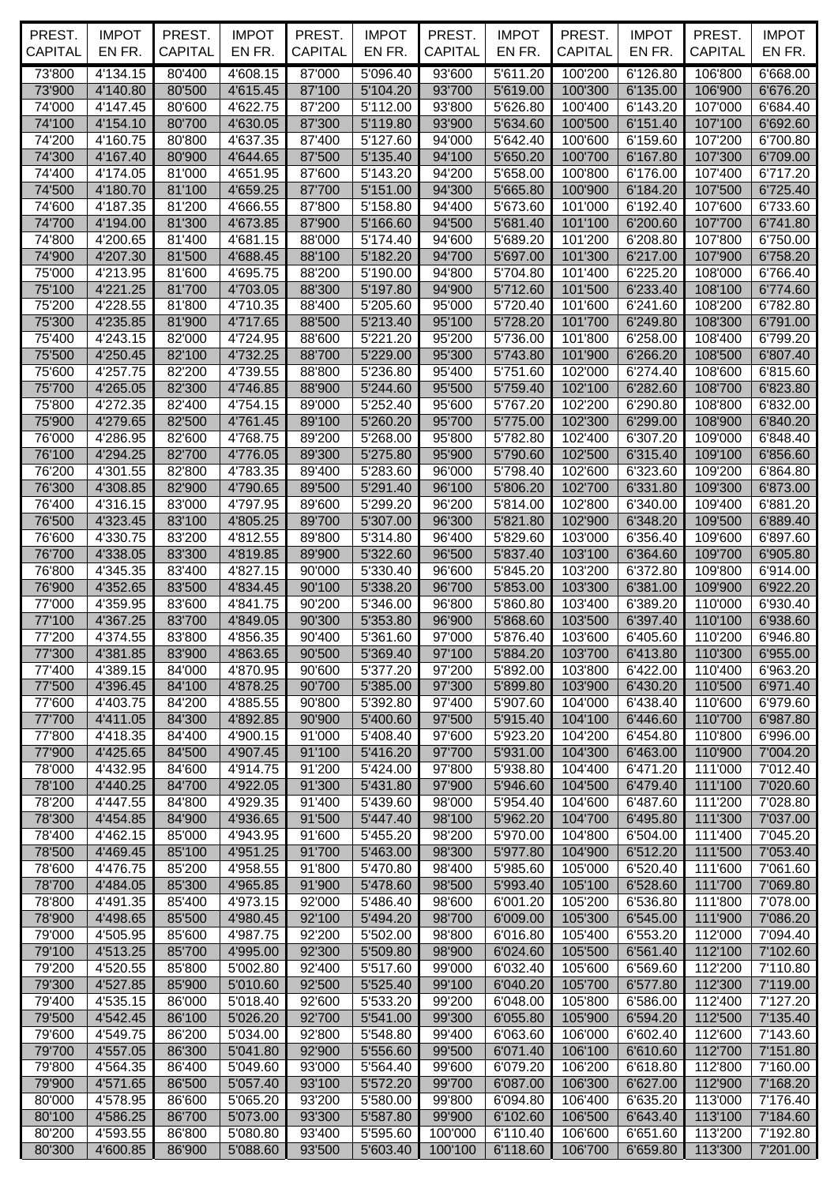| PREST. CAPITAL | IMPOT EN FR. | PREST. CAPITAL | IMPOT EN FR. | PREST. CAPITAL | IMPOT EN FR. | PREST. CAPITAL | IMPOT EN FR. | PREST. CAPITAL | IMPOT EN FR. | PREST. CAPITAL | IMPOT EN FR. |
|---|---|---|---|---|---|---|---|---|---|---|---|
| 73'800 | 4'134.15 | 80'400 | 4'608.15 | 87'000 | 5'096.40 | 93'600 | 5'611.20 | 100'200 | 6'126.80 | 106'800 | 6'668.00 |
| 73'900 | 4'140.80 | 80'500 | 4'615.45 | 87'100 | 5'104.20 | 93'700 | 5'619.00 | 100'300 | 6'135.00 | 106'900 | 6'676.20 |
| 74'000 | 4'147.45 | 80'600 | 4'622.75 | 87'200 | 5'112.00 | 93'800 | 5'626.80 | 100'400 | 6'143.20 | 107'000 | 6'684.40 |
| 74'100 | 4'154.10 | 80'700 | 4'630.05 | 87'300 | 5'119.80 | 93'900 | 5'634.60 | 100'500 | 6'151.40 | 107'100 | 6'692.60 |
| 74'200 | 4'160.75 | 80'800 | 4'637.35 | 87'400 | 5'127.60 | 94'000 | 5'642.40 | 100'600 | 6'159.60 | 107'200 | 6'700.80 |
| 74'300 | 4'167.40 | 80'900 | 4'644.65 | 87'500 | 5'135.40 | 94'100 | 5'650.20 | 100'700 | 6'167.80 | 107'300 | 6'709.00 |
| 74'400 | 4'174.05 | 81'000 | 4'651.95 | 87'600 | 5'143.20 | 94'200 | 5'658.00 | 100'800 | 6'176.00 | 107'400 | 6'717.20 |
| 74'500 | 4'180.70 | 81'100 | 4'659.25 | 87'700 | 5'151.00 | 94'300 | 5'665.80 | 100'900 | 6'184.20 | 107'500 | 6'725.40 |
| 74'600 | 4'187.35 | 81'200 | 4'666.55 | 87'800 | 5'158.80 | 94'400 | 5'673.60 | 101'000 | 6'192.40 | 107'600 | 6'733.60 |
| 74'700 | 4'194.00 | 81'300 | 4'673.85 | 87'900 | 5'166.60 | 94'500 | 5'681.40 | 101'100 | 6'200.60 | 107'700 | 6'741.80 |
| 74'800 | 4'200.65 | 81'400 | 4'681.15 | 88'000 | 5'174.40 | 94'600 | 5'689.20 | 101'200 | 6'208.80 | 107'800 | 6'750.00 |
| 74'900 | 4'207.30 | 81'500 | 4'688.45 | 88'100 | 5'182.20 | 94'700 | 5'697.00 | 101'300 | 6'217.00 | 107'900 | 6'758.20 |
| 75'000 | 4'213.95 | 81'600 | 4'695.75 | 88'200 | 5'190.00 | 94'800 | 5'704.80 | 101'400 | 6'225.20 | 108'000 | 6'766.40 |
| 75'100 | 4'221.25 | 81'700 | 4'703.05 | 88'300 | 5'197.80 | 94'900 | 5'712.60 | 101'500 | 6'233.40 | 108'100 | 6'774.60 |
| 75'200 | 4'228.55 | 81'800 | 4'710.35 | 88'400 | 5'205.60 | 95'000 | 5'720.40 | 101'600 | 6'241.60 | 108'200 | 6'782.80 |
| 75'300 | 4'235.85 | 81'900 | 4'717.65 | 88'500 | 5'213.40 | 95'100 | 5'728.20 | 101'700 | 6'249.80 | 108'300 | 6'791.00 |
| 75'400 | 4'243.15 | 82'000 | 4'724.95 | 88'600 | 5'221.20 | 95'200 | 5'736.00 | 101'800 | 6'258.00 | 108'400 | 6'799.20 |
| 75'500 | 4'250.45 | 82'100 | 4'732.25 | 88'700 | 5'229.00 | 95'300 | 5'743.80 | 101'900 | 6'266.20 | 108'500 | 6'807.40 |
| 75'600 | 4'257.75 | 82'200 | 4'739.55 | 88'800 | 5'236.80 | 95'400 | 5'751.60 | 102'000 | 6'274.40 | 108'600 | 6'815.60 |
| 75'700 | 4'265.05 | 82'300 | 4'746.85 | 88'900 | 5'244.60 | 95'500 | 5'759.40 | 102'100 | 6'282.60 | 108'700 | 6'823.80 |
| 75'800 | 4'272.35 | 82'400 | 4'754.15 | 89'000 | 5'252.40 | 95'600 | 5'767.20 | 102'200 | 6'290.80 | 108'800 | 6'832.00 |
| 75'900 | 4'279.65 | 82'500 | 4'761.45 | 89'100 | 5'260.20 | 95'700 | 5'775.00 | 102'300 | 6'299.00 | 108'900 | 6'840.20 |
| 76'000 | 4'286.95 | 82'600 | 4'768.75 | 89'200 | 5'268.00 | 95'800 | 5'782.80 | 102'400 | 6'307.20 | 109'000 | 6'848.40 |
| 76'100 | 4'294.25 | 82'700 | 4'776.05 | 89'300 | 5'275.80 | 95'900 | 5'790.60 | 102'500 | 6'315.40 | 109'100 | 6'856.60 |
| 76'200 | 4'301.55 | 82'800 | 4'783.35 | 89'400 | 5'283.60 | 96'000 | 5'798.40 | 102'600 | 6'323.60 | 109'200 | 6'864.80 |
| 76'300 | 4'308.85 | 82'900 | 4'790.65 | 89'500 | 5'291.40 | 96'100 | 5'806.20 | 102'700 | 6'331.80 | 109'300 | 6'873.00 |
| 76'400 | 4'316.15 | 83'000 | 4'797.95 | 89'600 | 5'299.20 | 96'200 | 5'814.00 | 102'800 | 6'340.00 | 109'400 | 6'881.20 |
| 76'500 | 4'323.45 | 83'100 | 4'805.25 | 89'700 | 5'307.00 | 96'300 | 5'821.80 | 102'900 | 6'348.20 | 109'500 | 6'889.40 |
| 76'600 | 4'330.75 | 83'200 | 4'812.55 | 89'800 | 5'314.80 | 96'400 | 5'829.60 | 103'000 | 6'356.40 | 109'600 | 6'897.60 |
| 76'700 | 4'338.05 | 83'300 | 4'819.85 | 89'900 | 5'322.60 | 96'500 | 5'837.40 | 103'100 | 6'364.60 | 109'700 | 6'905.80 |
| 76'800 | 4'345.35 | 83'400 | 4'827.15 | 90'000 | 5'330.40 | 96'600 | 5'845.20 | 103'200 | 6'372.80 | 109'800 | 6'914.00 |
| 76'900 | 4'352.65 | 83'500 | 4'834.45 | 90'100 | 5'338.20 | 96'700 | 5'853.00 | 103'300 | 6'381.00 | 109'900 | 6'922.20 |
| 77'000 | 4'359.95 | 83'600 | 4'841.75 | 90'200 | 5'346.00 | 96'800 | 5'860.80 | 103'400 | 6'389.20 | 110'000 | 6'930.40 |
| 77'100 | 4'367.25 | 83'700 | 4'849.05 | 90'300 | 5'353.80 | 96'900 | 5'868.60 | 103'500 | 6'397.40 | 110'100 | 6'938.60 |
| 77'200 | 4'374.55 | 83'800 | 4'856.35 | 90'400 | 5'361.60 | 97'000 | 5'876.40 | 103'600 | 6'405.60 | 110'200 | 6'946.80 |
| 77'300 | 4'381.85 | 83'900 | 4'863.65 | 90'500 | 5'369.40 | 97'100 | 5'884.20 | 103'700 | 6'413.80 | 110'300 | 6'955.00 |
| 77'400 | 4'389.15 | 84'000 | 4'870.95 | 90'600 | 5'377.20 | 97'200 | 5'892.00 | 103'800 | 6'422.00 | 110'400 | 6'963.20 |
| 77'500 | 4'396.45 | 84'100 | 4'878.25 | 90'700 | 5'385.00 | 97'300 | 5'899.80 | 103'900 | 6'430.20 | 110'500 | 6'971.40 |
| 77'600 | 4'403.75 | 84'200 | 4'885.55 | 90'800 | 5'392.80 | 97'400 | 5'907.60 | 104'000 | 6'438.40 | 110'600 | 6'979.60 |
| 77'700 | 4'411.05 | 84'300 | 4'892.85 | 90'900 | 5'400.60 | 97'500 | 5'915.40 | 104'100 | 6'446.60 | 110'700 | 6'987.80 |
| 77'800 | 4'418.35 | 84'400 | 4'900.15 | 91'000 | 5'408.40 | 97'600 | 5'923.20 | 104'200 | 6'454.80 | 110'800 | 6'996.00 |
| 77'900 | 4'425.65 | 84'500 | 4'907.45 | 91'100 | 5'416.20 | 97'700 | 5'931.00 | 104'300 | 6'463.00 | 110'900 | 7'004.20 |
| 78'000 | 4'432.95 | 84'600 | 4'914.75 | 91'200 | 5'424.00 | 97'800 | 5'938.80 | 104'400 | 6'471.20 | 111'000 | 7'012.40 |
| 78'100 | 4'440.25 | 84'700 | 4'922.05 | 91'300 | 5'431.80 | 97'900 | 5'946.60 | 104'500 | 6'479.40 | 111'100 | 7'020.60 |
| 78'200 | 4'447.55 | 84'800 | 4'929.35 | 91'400 | 5'439.60 | 98'000 | 5'954.40 | 104'600 | 6'487.60 | 111'200 | 7'028.80 |
| 78'300 | 4'454.85 | 84'900 | 4'936.65 | 91'500 | 5'447.40 | 98'100 | 5'962.20 | 104'700 | 6'495.80 | 111'300 | 7'037.00 |
| 78'400 | 4'462.15 | 85'000 | 4'943.95 | 91'600 | 5'455.20 | 98'200 | 5'970.00 | 104'800 | 6'504.00 | 111'400 | 7'045.20 |
| 78'500 | 4'469.45 | 85'100 | 4'951.25 | 91'700 | 5'463.00 | 98'300 | 5'977.80 | 104'900 | 6'512.20 | 111'500 | 7'053.40 |
| 78'600 | 4'476.75 | 85'200 | 4'958.55 | 91'800 | 5'470.80 | 98'400 | 5'985.60 | 105'000 | 6'520.40 | 111'600 | 7'061.60 |
| 78'700 | 4'484.05 | 85'300 | 4'965.85 | 91'900 | 5'478.60 | 98'500 | 5'993.40 | 105'100 | 6'528.60 | 111'700 | 7'069.80 |
| 78'800 | 4'491.35 | 85'400 | 4'973.15 | 92'000 | 5'486.40 | 98'600 | 6'001.20 | 105'200 | 6'536.80 | 111'800 | 7'078.00 |
| 78'900 | 4'498.65 | 85'500 | 4'980.45 | 92'100 | 5'494.20 | 98'700 | 6'009.00 | 105'300 | 6'545.00 | 111'900 | 7'086.20 |
| 79'000 | 4'505.95 | 85'600 | 4'987.75 | 92'200 | 5'502.00 | 98'800 | 6'016.80 | 105'400 | 6'553.20 | 112'000 | 7'094.40 |
| 79'100 | 4'513.25 | 85'700 | 4'995.00 | 92'300 | 5'509.80 | 98'900 | 6'024.60 | 105'500 | 6'561.40 | 112'100 | 7'102.60 |
| 79'200 | 4'520.55 | 85'800 | 5'002.80 | 92'400 | 5'517.60 | 99'000 | 6'032.40 | 105'600 | 6'569.60 | 112'200 | 7'110.80 |
| 79'300 | 4'527.85 | 85'900 | 5'010.60 | 92'500 | 5'525.40 | 99'100 | 6'040.20 | 105'700 | 6'577.80 | 112'300 | 7'119.00 |
| 79'400 | 4'535.15 | 86'000 | 5'018.40 | 92'600 | 5'533.20 | 99'200 | 6'048.00 | 105'800 | 6'586.00 | 112'400 | 7'127.20 |
| 79'500 | 4'542.45 | 86'100 | 5'026.20 | 92'700 | 5'541.00 | 99'300 | 6'055.80 | 105'900 | 6'594.20 | 112'500 | 7'135.40 |
| 79'600 | 4'549.75 | 86'200 | 5'034.00 | 92'800 | 5'548.80 | 99'400 | 6'063.60 | 106'000 | 6'602.40 | 112'600 | 7'143.60 |
| 79'700 | 4'557.05 | 86'300 | 5'041.80 | 92'900 | 5'556.60 | 99'500 | 6'071.40 | 106'100 | 6'610.60 | 112'700 | 7'151.80 |
| 79'800 | 4'564.35 | 86'400 | 5'049.60 | 93'000 | 5'564.40 | 99'600 | 6'079.20 | 106'200 | 6'618.80 | 112'800 | 7'160.00 |
| 79'900 | 4'571.65 | 86'500 | 5'057.40 | 93'100 | 5'572.20 | 99'700 | 6'087.00 | 106'300 | 6'627.00 | 112'900 | 7'168.20 |
| 80'000 | 4'578.95 | 86'600 | 5'065.20 | 93'200 | 5'580.00 | 99'800 | 6'094.80 | 106'400 | 6'635.20 | 113'000 | 7'176.40 |
| 80'100 | 4'586.25 | 86'700 | 5'073.00 | 93'300 | 5'587.80 | 99'900 | 6'102.60 | 106'500 | 6'643.40 | 113'100 | 7'184.60 |
| 80'200 | 4'593.55 | 86'800 | 5'080.80 | 93'400 | 5'595.60 | 100'000 | 6'110.40 | 106'600 | 6'651.60 | 113'200 | 7'192.80 |
| 80'300 | 4'600.85 | 86'900 | 5'088.60 | 93'500 | 5'603.40 | 100'100 | 6'118.60 | 106'700 | 6'659.80 | 113'300 | 7'201.00 |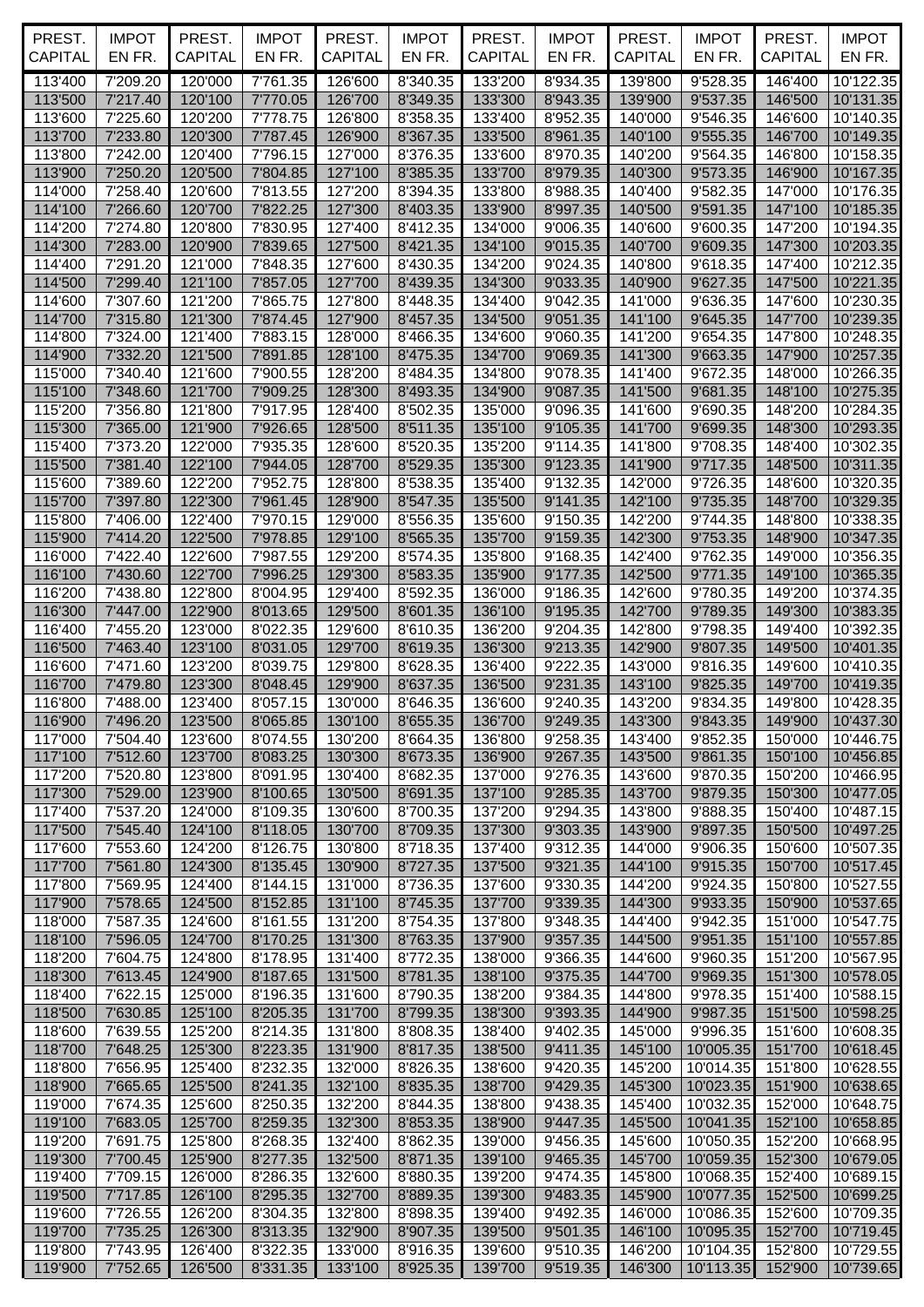| PREST. CAPITAL | IMPOT EN FR. | PREST. CAPITAL | IMPOT EN FR. | PREST. CAPITAL | IMPOT EN FR. | PREST. CAPITAL | IMPOT EN FR. | PREST. CAPITAL | IMPOT EN FR. | PREST. CAPITAL | IMPOT EN FR. |
|---|---|---|---|---|---|---|---|---|---|---|---|
| 113'400 | 7'209.20 | 120'000 | 7'761.35 | 126'600 | 8'340.35 | 133'200 | 8'934.35 | 139'800 | 9'528.35 | 146'400 | 10'122.35 |
| 113'500 | 7'217.40 | 120'100 | 7'770.05 | 126'700 | 8'349.35 | 133'300 | 8'943.35 | 139'900 | 9'537.35 | 146'500 | 10'131.35 |
| 113'600 | 7'225.60 | 120'200 | 7'778.75 | 126'800 | 8'358.35 | 133'400 | 8'952.35 | 140'000 | 9'546.35 | 146'600 | 10'140.35 |
| 113'700 | 7'233.80 | 120'300 | 7'787.45 | 126'900 | 8'367.35 | 133'500 | 8'961.35 | 140'100 | 9'555.35 | 146'700 | 10'149.35 |
| 113'800 | 7'242.00 | 120'400 | 7'796.15 | 127'000 | 8'376.35 | 133'600 | 8'970.35 | 140'200 | 9'564.35 | 146'800 | 10'158.35 |
| 113'900 | 7'250.20 | 120'500 | 7'804.85 | 127'100 | 8'385.35 | 133'700 | 8'979.35 | 140'300 | 9'573.35 | 146'900 | 10'167.35 |
| 114'000 | 7'258.40 | 120'600 | 7'813.55 | 127'200 | 8'394.35 | 133'800 | 8'988.35 | 140'400 | 9'582.35 | 147'000 | 10'176.35 |
| 114'100 | 7'266.60 | 120'700 | 7'822.25 | 127'300 | 8'403.35 | 133'900 | 8'997.35 | 140'500 | 9'591.35 | 147'100 | 10'185.35 |
| 114'200 | 7'274.80 | 120'800 | 7'830.95 | 127'400 | 8'412.35 | 134'000 | 9'006.35 | 140'600 | 9'600.35 | 147'200 | 10'194.35 |
| 114'300 | 7'283.00 | 120'900 | 7'839.65 | 127'500 | 8'421.35 | 134'100 | 9'015.35 | 140'700 | 9'609.35 | 147'300 | 10'203.35 |
| 114'400 | 7'291.20 | 121'000 | 7'848.35 | 127'600 | 8'430.35 | 134'200 | 9'024.35 | 140'800 | 9'618.35 | 147'400 | 10'212.35 |
| 114'500 | 7'299.40 | 121'100 | 7'857.05 | 127'700 | 8'439.35 | 134'300 | 9'033.35 | 140'900 | 9'627.35 | 147'500 | 10'221.35 |
| 114'600 | 7'307.60 | 121'200 | 7'865.75 | 127'800 | 8'448.35 | 134'400 | 9'042.35 | 141'000 | 9'636.35 | 147'600 | 10'230.35 |
| 114'700 | 7'315.80 | 121'300 | 7'874.45 | 127'900 | 8'457.35 | 134'500 | 9'051.35 | 141'100 | 9'645.35 | 147'700 | 10'239.35 |
| 114'800 | 7'324.00 | 121'400 | 7'883.15 | 128'000 | 8'466.35 | 134'600 | 9'060.35 | 141'200 | 9'654.35 | 147'800 | 10'248.35 |
| 114'900 | 7'332.20 | 121'500 | 7'891.85 | 128'100 | 8'475.35 | 134'700 | 9'069.35 | 141'300 | 9'663.35 | 147'900 | 10'257.35 |
| 115'000 | 7'340.40 | 121'600 | 7'900.55 | 128'200 | 8'484.35 | 134'800 | 9'078.35 | 141'400 | 9'672.35 | 148'000 | 10'266.35 |
| 115'100 | 7'348.60 | 121'700 | 7'909.25 | 128'300 | 8'493.35 | 134'900 | 9'087.35 | 141'500 | 9'681.35 | 148'100 | 10'275.35 |
| 115'200 | 7'356.80 | 121'800 | 7'917.95 | 128'400 | 8'502.35 | 135'000 | 9'096.35 | 141'600 | 9'690.35 | 148'200 | 10'284.35 |
| 115'300 | 7'365.00 | 121'900 | 7'926.65 | 128'500 | 8'511.35 | 135'100 | 9'105.35 | 141'700 | 9'699.35 | 148'300 | 10'293.35 |
| 115'400 | 7'373.20 | 122'000 | 7'935.35 | 128'600 | 8'520.35 | 135'200 | 9'114.35 | 141'800 | 9'708.35 | 148'400 | 10'302.35 |
| 115'500 | 7'381.40 | 122'100 | 7'944.05 | 128'700 | 8'529.35 | 135'300 | 9'123.35 | 141'900 | 9'717.35 | 148'500 | 10'311.35 |
| 115'600 | 7'389.60 | 122'200 | 7'952.75 | 128'800 | 8'538.35 | 135'400 | 9'132.35 | 142'000 | 9'726.35 | 148'600 | 10'320.35 |
| 115'700 | 7'397.80 | 122'300 | 7'961.45 | 128'900 | 8'547.35 | 135'500 | 9'141.35 | 142'100 | 9'735.35 | 148'700 | 10'329.35 |
| 115'800 | 7'406.00 | 122'400 | 7'970.15 | 129'000 | 8'556.35 | 135'600 | 9'150.35 | 142'200 | 9'744.35 | 148'800 | 10'338.35 |
| 115'900 | 7'414.20 | 122'500 | 7'978.85 | 129'100 | 8'565.35 | 135'700 | 9'159.35 | 142'300 | 9'753.35 | 148'900 | 10'347.35 |
| 116'000 | 7'422.40 | 122'600 | 7'987.55 | 129'200 | 8'574.35 | 135'800 | 9'168.35 | 142'400 | 9'762.35 | 149'000 | 10'356.35 |
| 116'100 | 7'430.60 | 122'700 | 7'996.25 | 129'300 | 8'583.35 | 135'900 | 9'177.35 | 142'500 | 9'771.35 | 149'100 | 10'365.35 |
| 116'200 | 7'438.80 | 122'800 | 8'004.95 | 129'400 | 8'592.35 | 136'000 | 9'186.35 | 142'600 | 9'780.35 | 149'200 | 10'374.35 |
| 116'300 | 7'447.00 | 122'900 | 8'013.65 | 129'500 | 8'601.35 | 136'100 | 9'195.35 | 142'700 | 9'789.35 | 149'300 | 10'383.35 |
| 116'400 | 7'455.20 | 123'000 | 8'022.35 | 129'600 | 8'610.35 | 136'200 | 9'204.35 | 142'800 | 9'798.35 | 149'400 | 10'392.35 |
| 116'500 | 7'463.40 | 123'100 | 8'031.05 | 129'700 | 8'619.35 | 136'300 | 9'213.35 | 142'900 | 9'807.35 | 149'500 | 10'401.35 |
| 116'600 | 7'471.60 | 123'200 | 8'039.75 | 129'800 | 8'628.35 | 136'400 | 9'222.35 | 143'000 | 9'816.35 | 149'600 | 10'410.35 |
| 116'700 | 7'479.80 | 123'300 | 8'048.45 | 129'900 | 8'637.35 | 136'500 | 9'231.35 | 143'100 | 9'825.35 | 149'700 | 10'419.35 |
| 116'800 | 7'488.00 | 123'400 | 8'057.15 | 130'000 | 8'646.35 | 136'600 | 9'240.35 | 143'200 | 9'834.35 | 149'800 | 10'428.35 |
| 116'900 | 7'496.20 | 123'500 | 8'065.85 | 130'100 | 8'655.35 | 136'700 | 9'249.35 | 143'300 | 9'843.35 | 149'900 | 10'437.30 |
| 117'000 | 7'504.40 | 123'600 | 8'074.55 | 130'200 | 8'664.35 | 136'800 | 9'258.35 | 143'400 | 9'852.35 | 150'000 | 10'446.75 |
| 117'100 | 7'512.60 | 123'700 | 8'083.25 | 130'300 | 8'673.35 | 136'900 | 9'267.35 | 143'500 | 9'861.35 | 150'100 | 10'456.85 |
| 117'200 | 7'520.80 | 123'800 | 8'091.95 | 130'400 | 8'682.35 | 137'000 | 9'276.35 | 143'600 | 9'870.35 | 150'200 | 10'466.95 |
| 117'300 | 7'529.00 | 123'900 | 8'100.65 | 130'500 | 8'691.35 | 137'100 | 9'285.35 | 143'700 | 9'879.35 | 150'300 | 10'477.05 |
| 117'400 | 7'537.20 | 124'000 | 8'109.35 | 130'600 | 8'700.35 | 137'200 | 9'294.35 | 143'800 | 9'888.35 | 150'400 | 10'487.15 |
| 117'500 | 7'545.40 | 124'100 | 8'118.05 | 130'700 | 8'709.35 | 137'300 | 9'303.35 | 143'900 | 9'897.35 | 150'500 | 10'497.25 |
| 117'600 | 7'553.60 | 124'200 | 8'126.75 | 130'800 | 8'718.35 | 137'400 | 9'312.35 | 144'000 | 9'906.35 | 150'600 | 10'507.35 |
| 117'700 | 7'561.80 | 124'300 | 8'135.45 | 130'900 | 8'727.35 | 137'500 | 9'321.35 | 144'100 | 9'915.35 | 150'700 | 10'517.45 |
| 117'800 | 7'569.95 | 124'400 | 8'144.15 | 131'000 | 8'736.35 | 137'600 | 9'330.35 | 144'200 | 9'924.35 | 150'800 | 10'527.55 |
| 117'900 | 7'578.65 | 124'500 | 8'152.85 | 131'100 | 8'745.35 | 137'700 | 9'339.35 | 144'300 | 9'933.35 | 150'900 | 10'537.65 |
| 118'000 | 7'587.35 | 124'600 | 8'161.55 | 131'200 | 8'754.35 | 137'800 | 9'348.35 | 144'400 | 9'942.35 | 151'000 | 10'547.75 |
| 118'100 | 7'596.05 | 124'700 | 8'170.25 | 131'300 | 8'763.35 | 137'900 | 9'357.35 | 144'500 | 9'951.35 | 151'100 | 10'557.85 |
| 118'200 | 7'604.75 | 124'800 | 8'178.95 | 131'400 | 8'772.35 | 138'000 | 9'366.35 | 144'600 | 9'960.35 | 151'200 | 10'567.95 |
| 118'300 | 7'613.45 | 124'900 | 8'187.65 | 131'500 | 8'781.35 | 138'100 | 9'375.35 | 144'700 | 9'969.35 | 151'300 | 10'578.05 |
| 118'400 | 7'622.15 | 125'000 | 8'196.35 | 131'600 | 8'790.35 | 138'200 | 9'384.35 | 144'800 | 9'978.35 | 151'400 | 10'588.15 |
| 118'500 | 7'630.85 | 125'100 | 8'205.35 | 131'700 | 8'799.35 | 138'300 | 9'393.35 | 144'900 | 9'987.35 | 151'500 | 10'598.25 |
| 118'600 | 7'639.55 | 125'200 | 8'214.35 | 131'800 | 8'808.35 | 138'400 | 9'402.35 | 145'000 | 9'996.35 | 151'600 | 10'608.35 |
| 118'700 | 7'648.25 | 125'300 | 8'223.35 | 131'900 | 8'817.35 | 138'500 | 9'411.35 | 145'100 | 10'005.35 | 151'700 | 10'618.45 |
| 118'800 | 7'656.95 | 125'400 | 8'232.35 | 132'000 | 8'826.35 | 138'600 | 9'420.35 | 145'200 | 10'014.35 | 151'800 | 10'628.55 |
| 118'900 | 7'665.65 | 125'500 | 8'241.35 | 132'100 | 8'835.35 | 138'700 | 9'429.35 | 145'300 | 10'023.35 | 151'900 | 10'638.65 |
| 119'000 | 7'674.35 | 125'600 | 8'250.35 | 132'200 | 8'844.35 | 138'800 | 9'438.35 | 145'400 | 10'032.35 | 152'000 | 10'648.75 |
| 119'100 | 7'683.05 | 125'700 | 8'259.35 | 132'300 | 8'853.35 | 138'900 | 9'447.35 | 145'500 | 10'041.35 | 152'100 | 10'658.85 |
| 119'200 | 7'691.75 | 125'800 | 8'268.35 | 132'400 | 8'862.35 | 139'000 | 9'456.35 | 145'600 | 10'050.35 | 152'200 | 10'668.95 |
| 119'300 | 7'700.45 | 125'900 | 8'277.35 | 132'500 | 8'871.35 | 139'100 | 9'465.35 | 145'700 | 10'059.35 | 152'300 | 10'679.05 |
| 119'400 | 7'709.15 | 126'000 | 8'286.35 | 132'600 | 8'880.35 | 139'200 | 9'474.35 | 145'800 | 10'068.35 | 152'400 | 10'689.15 |
| 119'500 | 7'717.85 | 126'100 | 8'295.35 | 132'700 | 8'889.35 | 139'300 | 9'483.35 | 145'900 | 10'077.35 | 152'500 | 10'699.25 |
| 119'600 | 7'726.55 | 126'200 | 8'304.35 | 132'800 | 8'898.35 | 139'400 | 9'492.35 | 146'000 | 10'086.35 | 152'600 | 10'709.35 |
| 119'700 | 7'735.25 | 126'300 | 8'313.35 | 132'900 | 8'907.35 | 139'500 | 9'501.35 | 146'100 | 10'095.35 | 152'700 | 10'719.45 |
| 119'800 | 7'743.95 | 126'400 | 8'322.35 | 133'000 | 8'916.35 | 139'600 | 9'510.35 | 146'200 | 10'104.35 | 152'800 | 10'729.55 |
| 119'900 | 7'752.65 | 126'500 | 8'331.35 | 133'100 | 8'925.35 | 139'700 | 9'519.35 | 146'300 | 10'113.35 | 152'900 | 10'739.65 |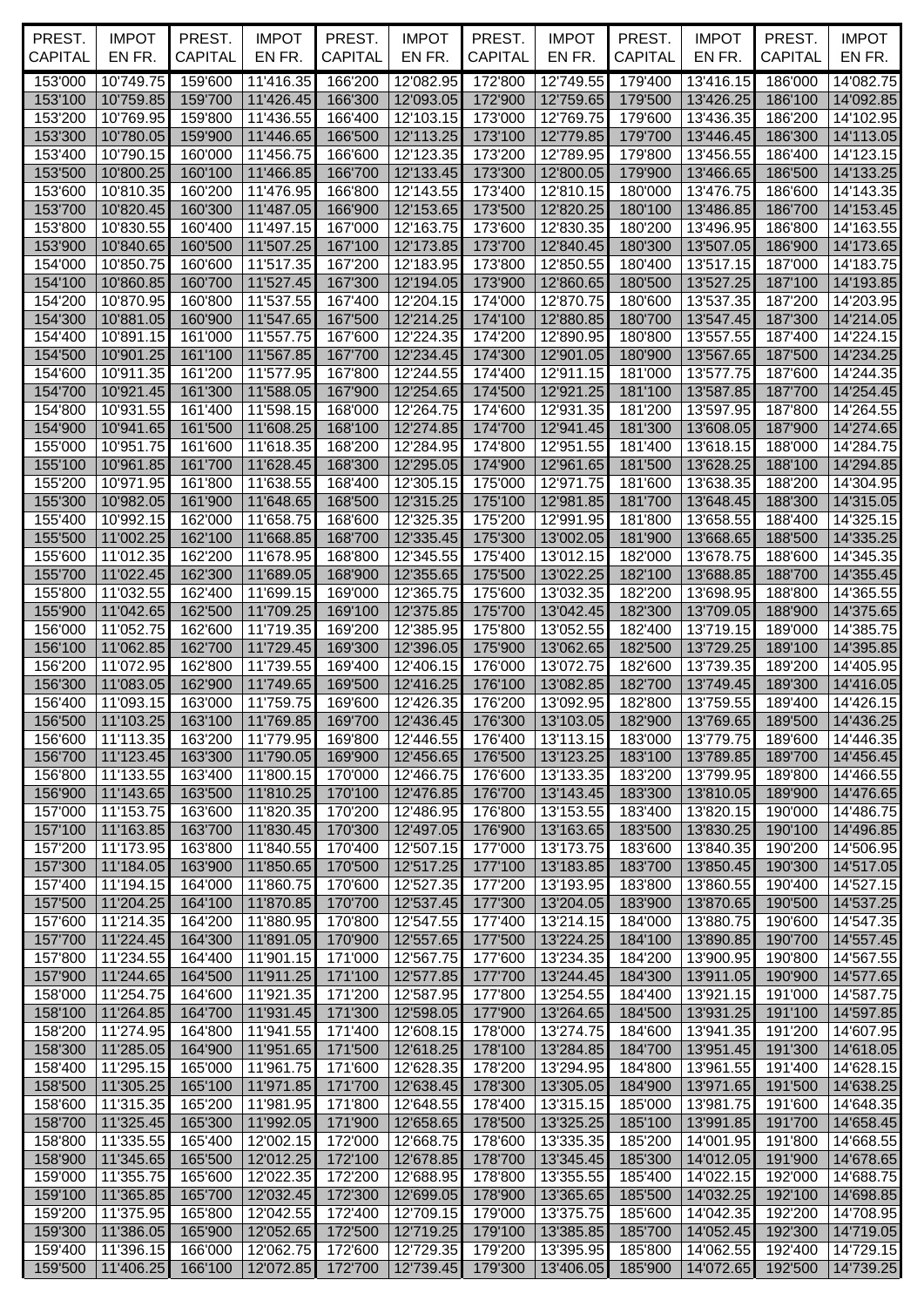| PREST. CAPITAL | IMPOT EN FR. | PREST. CAPITAL | IMPOT EN FR. | PREST. CAPITAL | IMPOT EN FR. | PREST. CAPITAL | IMPOT EN FR. | PREST. CAPITAL | IMPOT EN FR. | PREST. CAPITAL | IMPOT EN FR. |
|---|---|---|---|---|---|---|---|---|---|---|---|
| 153'000 | 10'749.75 | 159'600 | 11'416.35 | 166'200 | 12'082.95 | 172'800 | 12'749.55 | 179'400 | 13'416.15 | 186'000 | 14'082.75 |
| 153'100 | 10'759.85 | 159'700 | 11'426.45 | 166'300 | 12'093.05 | 172'900 | 12'759.65 | 179'500 | 13'426.25 | 186'100 | 14'092.85 |
| 153'200 | 10'769.95 | 159'800 | 11'436.55 | 166'400 | 12'103.15 | 173'000 | 12'769.75 | 179'600 | 13'436.35 | 186'200 | 14'102.95 |
| 153'300 | 10'780.05 | 159'900 | 11'446.65 | 166'500 | 12'113.25 | 173'100 | 12'779.85 | 179'700 | 13'446.45 | 186'300 | 14'113.05 |
| 153'400 | 10'790.15 | 160'000 | 11'456.75 | 166'600 | 12'123.35 | 173'200 | 12'789.95 | 179'800 | 13'456.55 | 186'400 | 14'123.15 |
| 153'500 | 10'800.25 | 160'100 | 11'466.85 | 166'700 | 12'133.45 | 173'300 | 12'800.05 | 179'900 | 13'466.65 | 186'500 | 14'133.25 |
| 153'600 | 10'810.35 | 160'200 | 11'476.95 | 166'800 | 12'143.55 | 173'400 | 12'810.15 | 180'000 | 13'476.75 | 186'600 | 14'143.35 |
| 153'700 | 10'820.45 | 160'300 | 11'487.05 | 166'900 | 12'153.65 | 173'500 | 12'820.25 | 180'100 | 13'486.85 | 186'700 | 14'153.45 |
| 153'800 | 10'830.55 | 160'400 | 11'497.15 | 167'000 | 12'163.75 | 173'600 | 12'830.35 | 180'200 | 13'496.95 | 186'800 | 14'163.55 |
| 153'900 | 10'840.65 | 160'500 | 11'507.25 | 167'100 | 12'173.85 | 173'700 | 12'840.45 | 180'300 | 13'507.05 | 186'900 | 14'173.65 |
| 154'000 | 10'850.75 | 160'600 | 11'517.35 | 167'200 | 12'183.95 | 173'800 | 12'850.55 | 180'400 | 13'517.15 | 187'000 | 14'183.75 |
| 154'100 | 10'860.85 | 160'700 | 11'527.45 | 167'300 | 12'194.05 | 173'900 | 12'860.65 | 180'500 | 13'527.25 | 187'100 | 14'193.85 |
| 154'200 | 10'870.95 | 160'800 | 11'537.55 | 167'400 | 12'204.15 | 174'000 | 12'870.75 | 180'600 | 13'537.35 | 187'200 | 14'203.95 |
| 154'300 | 10'881.05 | 160'900 | 11'547.65 | 167'500 | 12'214.25 | 174'100 | 12'880.85 | 180'700 | 13'547.45 | 187'300 | 14'214.05 |
| 154'400 | 10'891.15 | 161'000 | 11'557.75 | 167'600 | 12'224.35 | 174'200 | 12'890.95 | 180'800 | 13'557.55 | 187'400 | 14'224.15 |
| 154'500 | 10'901.25 | 161'100 | 11'567.85 | 167'700 | 12'234.45 | 174'300 | 12'901.05 | 180'900 | 13'567.65 | 187'500 | 14'234.25 |
| 154'600 | 10'911.35 | 161'200 | 11'577.95 | 167'800 | 12'244.55 | 174'400 | 12'911.15 | 181'000 | 13'577.75 | 187'600 | 14'244.35 |
| 154'700 | 10'921.45 | 161'300 | 11'588.05 | 167'900 | 12'254.65 | 174'500 | 12'921.25 | 181'100 | 13'587.85 | 187'700 | 14'254.45 |
| 154'800 | 10'931.55 | 161'400 | 11'598.15 | 168'000 | 12'264.75 | 174'600 | 12'931.35 | 181'200 | 13'597.95 | 187'800 | 14'264.55 |
| 154'900 | 10'941.65 | 161'500 | 11'608.25 | 168'100 | 12'274.85 | 174'700 | 12'941.45 | 181'300 | 13'608.05 | 187'900 | 14'274.65 |
| 155'000 | 10'951.75 | 161'600 | 11'618.35 | 168'200 | 12'284.95 | 174'800 | 12'951.55 | 181'400 | 13'618.15 | 188'000 | 14'284.75 |
| 155'100 | 10'961.85 | 161'700 | 11'628.45 | 168'300 | 12'295.05 | 174'900 | 12'961.65 | 181'500 | 13'628.25 | 188'100 | 14'294.85 |
| 155'200 | 10'971.95 | 161'800 | 11'638.55 | 168'400 | 12'305.15 | 175'000 | 12'971.75 | 181'600 | 13'638.35 | 188'200 | 14'304.95 |
| 155'300 | 10'982.05 | 161'900 | 11'648.65 | 168'500 | 12'315.25 | 175'100 | 12'981.85 | 181'700 | 13'648.45 | 188'300 | 14'315.05 |
| 155'400 | 10'992.15 | 162'000 | 11'658.75 | 168'600 | 12'325.35 | 175'200 | 12'991.95 | 181'800 | 13'658.55 | 188'400 | 14'325.15 |
| 155'500 | 11'002.25 | 162'100 | 11'668.85 | 168'700 | 12'335.45 | 175'300 | 13'002.05 | 181'900 | 13'668.65 | 188'500 | 14'335.25 |
| 155'600 | 11'012.35 | 162'200 | 11'678.95 | 168'800 | 12'345.55 | 175'400 | 13'012.15 | 182'000 | 13'678.75 | 188'600 | 14'345.35 |
| 155'700 | 11'022.45 | 162'300 | 11'689.05 | 168'900 | 12'355.65 | 175'500 | 13'022.25 | 182'100 | 13'688.85 | 188'700 | 14'355.45 |
| 155'800 | 11'032.55 | 162'400 | 11'699.15 | 169'000 | 12'365.75 | 175'600 | 13'032.35 | 182'200 | 13'698.95 | 188'800 | 14'365.55 |
| 155'900 | 11'042.65 | 162'500 | 11'709.25 | 169'100 | 12'375.85 | 175'700 | 13'042.45 | 182'300 | 13'709.05 | 188'900 | 14'375.65 |
| 156'000 | 11'052.75 | 162'600 | 11'719.35 | 169'200 | 12'385.95 | 175'800 | 13'052.55 | 182'400 | 13'719.15 | 189'000 | 14'385.75 |
| 156'100 | 11'062.85 | 162'700 | 11'729.45 | 169'300 | 12'396.05 | 175'900 | 13'062.65 | 182'500 | 13'729.25 | 189'100 | 14'395.85 |
| 156'200 | 11'072.95 | 162'800 | 11'739.55 | 169'400 | 12'406.15 | 176'000 | 13'072.75 | 182'600 | 13'739.35 | 189'200 | 14'405.95 |
| 156'300 | 11'083.05 | 162'900 | 11'749.65 | 169'500 | 12'416.25 | 176'100 | 13'082.85 | 182'700 | 13'749.45 | 189'300 | 14'416.05 |
| 156'400 | 11'093.15 | 163'000 | 11'759.75 | 169'600 | 12'426.35 | 176'200 | 13'092.95 | 182'800 | 13'759.55 | 189'400 | 14'426.15 |
| 156'500 | 11'103.25 | 163'100 | 11'769.85 | 169'700 | 12'436.45 | 176'300 | 13'103.05 | 182'900 | 13'769.65 | 189'500 | 14'436.25 |
| 156'600 | 11'113.35 | 163'200 | 11'779.95 | 169'800 | 12'446.55 | 176'400 | 13'113.15 | 183'000 | 13'779.75 | 189'600 | 14'446.35 |
| 156'700 | 11'123.45 | 163'300 | 11'790.05 | 169'900 | 12'456.65 | 176'500 | 13'123.25 | 183'100 | 13'789.85 | 189'700 | 14'456.45 |
| 156'800 | 11'133.55 | 163'400 | 11'800.15 | 170'000 | 12'466.75 | 176'600 | 13'133.35 | 183'200 | 13'799.95 | 189'800 | 14'466.55 |
| 156'900 | 11'143.65 | 163'500 | 11'810.25 | 170'100 | 12'476.85 | 176'700 | 13'143.45 | 183'300 | 13'810.05 | 189'900 | 14'476.65 |
| 157'000 | 11'153.75 | 163'600 | 11'820.35 | 170'200 | 12'486.95 | 176'800 | 13'153.55 | 183'400 | 13'820.15 | 190'000 | 14'486.75 |
| 157'100 | 11'163.85 | 163'700 | 11'830.45 | 170'300 | 12'497.05 | 176'900 | 13'163.65 | 183'500 | 13'830.25 | 190'100 | 14'496.85 |
| 157'200 | 11'173.95 | 163'800 | 11'840.55 | 170'400 | 12'507.15 | 177'000 | 13'173.75 | 183'600 | 13'840.35 | 190'200 | 14'506.95 |
| 157'300 | 11'184.05 | 163'900 | 11'850.65 | 170'500 | 12'517.25 | 177'100 | 13'183.85 | 183'700 | 13'850.45 | 190'300 | 14'517.05 |
| 157'400 | 11'194.15 | 164'000 | 11'860.75 | 170'600 | 12'527.35 | 177'200 | 13'193.95 | 183'800 | 13'860.55 | 190'400 | 14'527.15 |
| 157'500 | 11'204.25 | 164'100 | 11'870.85 | 170'700 | 12'537.45 | 177'300 | 13'204.05 | 183'900 | 13'870.65 | 190'500 | 14'537.25 |
| 157'600 | 11'214.35 | 164'200 | 11'880.95 | 170'800 | 12'547.55 | 177'400 | 13'214.15 | 184'000 | 13'880.75 | 190'600 | 14'547.35 |
| 157'700 | 11'224.45 | 164'300 | 11'891.05 | 170'900 | 12'557.65 | 177'500 | 13'224.25 | 184'100 | 13'890.85 | 190'700 | 14'557.45 |
| 157'800 | 11'234.55 | 164'400 | 11'901.15 | 171'000 | 12'567.75 | 177'600 | 13'234.35 | 184'200 | 13'900.95 | 190'800 | 14'567.55 |
| 157'900 | 11'244.65 | 164'500 | 11'911.25 | 171'100 | 12'577.85 | 177'700 | 13'244.45 | 184'300 | 13'911.05 | 190'900 | 14'577.65 |
| 158'000 | 11'254.75 | 164'600 | 11'921.35 | 171'200 | 12'587.95 | 177'800 | 13'254.55 | 184'400 | 13'921.15 | 191'000 | 14'587.75 |
| 158'100 | 11'264.85 | 164'700 | 11'931.45 | 171'300 | 12'598.05 | 177'900 | 13'264.65 | 184'500 | 13'931.25 | 191'100 | 14'597.85 |
| 158'200 | 11'274.95 | 164'800 | 11'941.55 | 171'400 | 12'608.15 | 178'000 | 13'274.75 | 184'600 | 13'941.35 | 191'200 | 14'607.95 |
| 158'300 | 11'285.05 | 164'900 | 11'951.65 | 171'500 | 12'618.25 | 178'100 | 13'284.85 | 184'700 | 13'951.45 | 191'300 | 14'618.05 |
| 158'400 | 11'295.15 | 165'000 | 11'961.75 | 171'600 | 12'628.35 | 178'200 | 13'294.95 | 184'800 | 13'961.55 | 191'400 | 14'628.15 |
| 158'500 | 11'305.25 | 165'100 | 11'971.85 | 171'700 | 12'638.45 | 178'300 | 13'305.05 | 184'900 | 13'971.65 | 191'500 | 14'638.25 |
| 158'600 | 11'315.35 | 165'200 | 11'981.95 | 171'800 | 12'648.55 | 178'400 | 13'315.15 | 185'000 | 13'981.75 | 191'600 | 14'648.35 |
| 158'700 | 11'325.45 | 165'300 | 11'992.05 | 171'900 | 12'658.65 | 178'500 | 13'325.25 | 185'100 | 13'991.85 | 191'700 | 14'658.45 |
| 158'800 | 11'335.55 | 165'400 | 12'002.15 | 172'000 | 12'668.75 | 178'600 | 13'335.35 | 185'200 | 14'001.95 | 191'800 | 14'668.55 |
| 158'900 | 11'345.65 | 165'500 | 12'012.25 | 172'100 | 12'678.85 | 178'700 | 13'345.45 | 185'300 | 14'012.05 | 191'900 | 14'678.65 |
| 159'000 | 11'355.75 | 165'600 | 12'022.35 | 172'200 | 12'688.95 | 178'800 | 13'355.55 | 185'400 | 14'022.15 | 192'000 | 14'688.75 |
| 159'100 | 11'365.85 | 165'700 | 12'032.45 | 172'300 | 12'699.05 | 178'900 | 13'365.65 | 185'500 | 14'032.25 | 192'100 | 14'698.85 |
| 159'200 | 11'375.95 | 165'800 | 12'042.55 | 172'400 | 12'709.15 | 179'000 | 13'375.75 | 185'600 | 14'042.35 | 192'200 | 14'708.95 |
| 159'300 | 11'386.05 | 165'900 | 12'052.65 | 172'500 | 12'719.25 | 179'100 | 13'385.85 | 185'700 | 14'052.45 | 192'300 | 14'719.05 |
| 159'400 | 11'396.15 | 166'000 | 12'062.75 | 172'600 | 12'729.35 | 179'200 | 13'395.95 | 185'800 | 14'062.55 | 192'400 | 14'729.15 |
| 159'500 | 11'406.25 | 166'100 | 12'072.85 | 172'700 | 12'739.45 | 179'300 | 13'406.05 | 185'900 | 14'072.65 | 192'500 | 14'739.25 |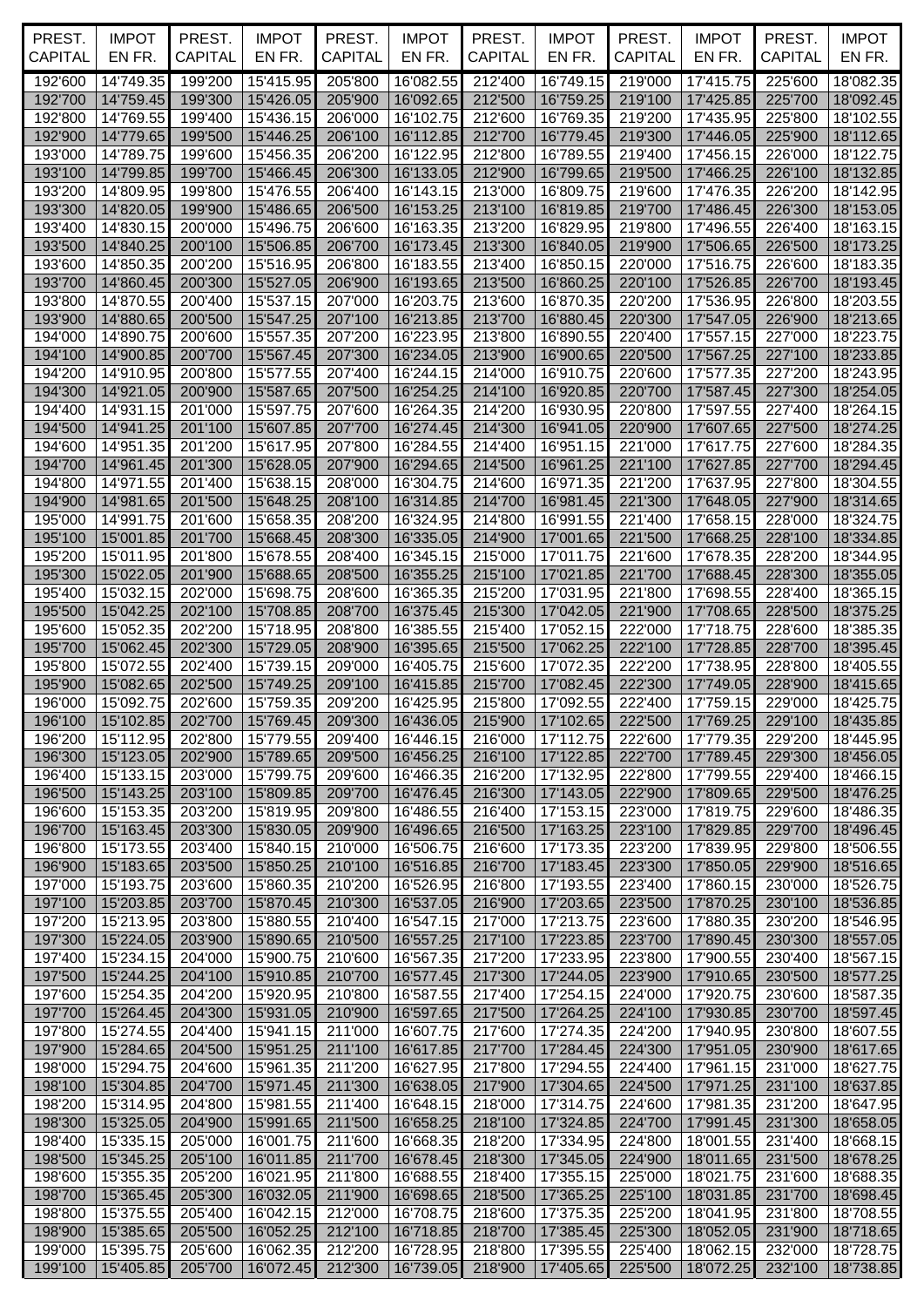| PREST. CAPITAL | IMPOT EN FR. | PREST. CAPITAL | IMPOT EN FR. | PREST. CAPITAL | IMPOT EN FR. | PREST. CAPITAL | IMPOT EN FR. | PREST. CAPITAL | IMPOT EN FR. | PREST. CAPITAL | IMPOT EN FR. |
|---|---|---|---|---|---|---|---|---|---|---|---|
| 192'600 | 14'749.35 | 199'200 | 15'415.95 | 205'800 | 16'082.55 | 212'400 | 16'749.15 | 219'000 | 17'415.75 | 225'600 | 18'082.35 |
| 192'700 | 14'759.45 | 199'300 | 15'426.05 | 205'900 | 16'092.65 | 212'500 | 16'759.25 | 219'100 | 17'425.85 | 225'700 | 18'092.45 |
| 192'800 | 14'769.55 | 199'400 | 15'436.15 | 206'000 | 16'102.75 | 212'600 | 16'769.35 | 219'200 | 17'435.95 | 225'800 | 18'102.55 |
| 192'900 | 14'779.65 | 199'500 | 15'446.25 | 206'100 | 16'112.85 | 212'700 | 16'779.45 | 219'300 | 17'446.05 | 225'900 | 18'112.65 |
| 193'000 | 14'789.75 | 199'600 | 15'456.35 | 206'200 | 16'122.95 | 212'800 | 16'789.55 | 219'400 | 17'456.15 | 226'000 | 18'122.75 |
| 193'100 | 14'799.85 | 199'700 | 15'466.45 | 206'300 | 16'133.05 | 212'900 | 16'799.65 | 219'500 | 17'466.25 | 226'100 | 18'132.85 |
| 193'200 | 14'809.95 | 199'800 | 15'476.55 | 206'400 | 16'143.15 | 213'000 | 16'809.75 | 219'600 | 17'476.35 | 226'200 | 18'142.95 |
| 193'300 | 14'820.05 | 199'900 | 15'486.65 | 206'500 | 16'153.25 | 213'100 | 16'819.85 | 219'700 | 17'486.45 | 226'300 | 18'153.05 |
| 193'400 | 14'830.15 | 200'000 | 15'496.75 | 206'600 | 16'163.35 | 213'200 | 16'829.95 | 219'800 | 17'496.55 | 226'400 | 18'163.15 |
| 193'500 | 14'840.25 | 200'100 | 15'506.85 | 206'700 | 16'173.45 | 213'300 | 16'840.05 | 219'900 | 17'506.65 | 226'500 | 18'173.25 |
| 193'600 | 14'850.35 | 200'200 | 15'516.95 | 206'800 | 16'183.55 | 213'400 | 16'850.15 | 220'000 | 17'516.75 | 226'600 | 18'183.35 |
| 193'700 | 14'860.45 | 200'300 | 15'527.05 | 206'900 | 16'193.65 | 213'500 | 16'860.25 | 220'100 | 17'526.85 | 226'700 | 18'193.45 |
| 193'800 | 14'870.55 | 200'400 | 15'537.15 | 207'000 | 16'203.75 | 213'600 | 16'870.35 | 220'200 | 17'536.95 | 226'800 | 18'203.55 |
| 193'900 | 14'880.65 | 200'500 | 15'547.25 | 207'100 | 16'213.85 | 213'700 | 16'880.45 | 220'300 | 17'547.05 | 226'900 | 18'213.65 |
| 194'000 | 14'890.75 | 200'600 | 15'557.35 | 207'200 | 16'223.95 | 213'800 | 16'890.55 | 220'400 | 17'557.15 | 227'000 | 18'223.75 |
| 194'100 | 14'900.85 | 200'700 | 15'567.45 | 207'300 | 16'234.05 | 213'900 | 16'900.65 | 220'500 | 17'567.25 | 227'100 | 18'233.85 |
| 194'200 | 14'910.95 | 200'800 | 15'577.55 | 207'400 | 16'244.15 | 214'000 | 16'910.75 | 220'600 | 17'577.35 | 227'200 | 18'243.95 |
| 194'300 | 14'921.05 | 200'900 | 15'587.65 | 207'500 | 16'254.25 | 214'100 | 16'920.85 | 220'700 | 17'587.45 | 227'300 | 18'254.05 |
| 194'400 | 14'931.15 | 201'000 | 15'597.75 | 207'600 | 16'264.35 | 214'200 | 16'930.95 | 220'800 | 17'597.55 | 227'400 | 18'264.15 |
| 194'500 | 14'941.25 | 201'100 | 15'607.85 | 207'700 | 16'274.45 | 214'300 | 16'941.05 | 220'900 | 17'607.65 | 227'500 | 18'274.25 |
| 194'600 | 14'951.35 | 201'200 | 15'617.95 | 207'800 | 16'284.55 | 214'400 | 16'951.15 | 221'000 | 17'617.75 | 227'600 | 18'284.35 |
| 194'700 | 14'961.45 | 201'300 | 15'628.05 | 207'900 | 16'294.65 | 214'500 | 16'961.25 | 221'100 | 17'627.85 | 227'700 | 18'294.45 |
| 194'800 | 14'971.55 | 201'400 | 15'638.15 | 208'000 | 16'304.75 | 214'600 | 16'971.35 | 221'200 | 17'637.95 | 227'800 | 18'304.55 |
| 194'900 | 14'981.65 | 201'500 | 15'648.25 | 208'100 | 16'314.85 | 214'700 | 16'981.45 | 221'300 | 17'648.05 | 227'900 | 18'314.65 |
| 195'000 | 14'991.75 | 201'600 | 15'658.35 | 208'200 | 16'324.95 | 214'800 | 16'991.55 | 221'400 | 17'658.15 | 228'000 | 18'324.75 |
| 195'100 | 15'001.85 | 201'700 | 15'668.45 | 208'300 | 16'335.05 | 214'900 | 17'001.65 | 221'500 | 17'668.25 | 228'100 | 18'334.85 |
| 195'200 | 15'011.95 | 201'800 | 15'678.55 | 208'400 | 16'345.15 | 215'000 | 17'011.75 | 221'600 | 17'678.35 | 228'200 | 18'344.95 |
| 195'300 | 15'022.05 | 201'900 | 15'688.65 | 208'500 | 16'355.25 | 215'100 | 17'021.85 | 221'700 | 17'688.45 | 228'300 | 18'355.05 |
| 195'400 | 15'032.15 | 202'000 | 15'698.75 | 208'600 | 16'365.35 | 215'200 | 17'031.95 | 221'800 | 17'698.55 | 228'400 | 18'365.15 |
| 195'500 | 15'042.25 | 202'100 | 15'708.85 | 208'700 | 16'375.45 | 215'300 | 17'042.05 | 221'900 | 17'708.65 | 228'500 | 18'375.25 |
| 195'600 | 15'052.35 | 202'200 | 15'718.95 | 208'800 | 16'385.55 | 215'400 | 17'052.15 | 222'000 | 17'718.75 | 228'600 | 18'385.35 |
| 195'700 | 15'062.45 | 202'300 | 15'729.05 | 208'900 | 16'395.65 | 215'500 | 17'062.25 | 222'100 | 17'728.85 | 228'700 | 18'395.45 |
| 195'800 | 15'072.55 | 202'400 | 15'739.15 | 209'000 | 16'405.75 | 215'600 | 17'072.35 | 222'200 | 17'738.95 | 228'800 | 18'405.55 |
| 195'900 | 15'082.65 | 202'500 | 15'749.25 | 209'100 | 16'415.85 | 215'700 | 17'082.45 | 222'300 | 17'749.05 | 228'900 | 18'415.65 |
| 196'000 | 15'092.75 | 202'600 | 15'759.35 | 209'200 | 16'425.95 | 215'800 | 17'092.55 | 222'400 | 17'759.15 | 229'000 | 18'425.75 |
| 196'100 | 15'102.85 | 202'700 | 15'769.45 | 209'300 | 16'436.05 | 215'900 | 17'102.65 | 222'500 | 17'769.25 | 229'100 | 18'435.85 |
| 196'200 | 15'112.95 | 202'800 | 15'779.55 | 209'400 | 16'446.15 | 216'000 | 17'112.75 | 222'600 | 17'779.35 | 229'200 | 18'445.95 |
| 196'300 | 15'123.05 | 202'900 | 15'789.65 | 209'500 | 16'456.25 | 216'100 | 17'122.85 | 222'700 | 17'789.45 | 229'300 | 18'456.05 |
| 196'400 | 15'133.15 | 203'000 | 15'799.75 | 209'600 | 16'466.35 | 216'200 | 17'132.95 | 222'800 | 17'799.55 | 229'400 | 18'466.15 |
| 196'500 | 15'143.25 | 203'100 | 15'809.85 | 209'700 | 16'476.45 | 216'300 | 17'143.05 | 222'900 | 17'809.65 | 229'500 | 18'476.25 |
| 196'600 | 15'153.35 | 203'200 | 15'819.95 | 209'800 | 16'486.55 | 216'400 | 17'153.15 | 223'000 | 17'819.75 | 229'600 | 18'486.35 |
| 196'700 | 15'163.45 | 203'300 | 15'830.05 | 209'900 | 16'496.65 | 216'500 | 17'163.25 | 223'100 | 17'829.85 | 229'700 | 18'496.45 |
| 196'800 | 15'173.55 | 203'400 | 15'840.15 | 210'000 | 16'506.75 | 216'600 | 17'173.35 | 223'200 | 17'839.95 | 229'800 | 18'506.55 |
| 196'900 | 15'183.65 | 203'500 | 15'850.25 | 210'100 | 16'516.85 | 216'700 | 17'183.45 | 223'300 | 17'850.05 | 229'900 | 18'516.65 |
| 197'000 | 15'193.75 | 203'600 | 15'860.35 | 210'200 | 16'526.95 | 216'800 | 17'193.55 | 223'400 | 17'860.15 | 230'000 | 18'526.75 |
| 197'100 | 15'203.85 | 203'700 | 15'870.45 | 210'300 | 16'537.05 | 216'900 | 17'203.65 | 223'500 | 17'870.25 | 230'100 | 18'536.85 |
| 197'200 | 15'213.95 | 203'800 | 15'880.55 | 210'400 | 16'547.15 | 217'000 | 17'213.75 | 223'600 | 17'880.35 | 230'200 | 18'546.95 |
| 197'300 | 15'224.05 | 203'900 | 15'890.65 | 210'500 | 16'557.25 | 217'100 | 17'223.85 | 223'700 | 17'890.45 | 230'300 | 18'557.05 |
| 197'400 | 15'234.15 | 204'000 | 15'900.75 | 210'600 | 16'567.35 | 217'200 | 17'233.95 | 223'800 | 17'900.55 | 230'400 | 18'567.15 |
| 197'500 | 15'244.25 | 204'100 | 15'910.85 | 210'700 | 16'577.45 | 217'300 | 17'244.05 | 223'900 | 17'910.65 | 230'500 | 18'577.25 |
| 197'600 | 15'254.35 | 204'200 | 15'920.95 | 210'800 | 16'587.55 | 217'400 | 17'254.15 | 224'000 | 17'920.75 | 230'600 | 18'587.35 |
| 197'700 | 15'264.45 | 204'300 | 15'931.05 | 210'900 | 16'597.65 | 217'500 | 17'264.25 | 224'100 | 17'930.85 | 230'700 | 18'597.45 |
| 197'800 | 15'274.55 | 204'400 | 15'941.15 | 211'000 | 16'607.75 | 217'600 | 17'274.35 | 224'200 | 17'940.95 | 230'800 | 18'607.55 |
| 197'900 | 15'284.65 | 204'500 | 15'951.25 | 211'100 | 16'617.85 | 217'700 | 17'284.45 | 224'300 | 17'951.05 | 230'900 | 18'617.65 |
| 198'000 | 15'294.75 | 204'600 | 15'961.35 | 211'200 | 16'627.95 | 217'800 | 17'294.55 | 224'400 | 17'961.15 | 231'000 | 18'627.75 |
| 198'100 | 15'304.85 | 204'700 | 15'971.45 | 211'300 | 16'638.05 | 217'900 | 17'304.65 | 224'500 | 17'971.25 | 231'100 | 18'637.85 |
| 198'200 | 15'314.95 | 204'800 | 15'981.55 | 211'400 | 16'648.15 | 218'000 | 17'314.75 | 224'600 | 17'981.35 | 231'200 | 18'647.95 |
| 198'300 | 15'325.05 | 204'900 | 15'991.65 | 211'500 | 16'658.25 | 218'100 | 17'324.85 | 224'700 | 17'991.45 | 231'300 | 18'658.05 |
| 198'400 | 15'335.15 | 205'000 | 16'001.75 | 211'600 | 16'668.35 | 218'200 | 17'334.95 | 224'800 | 18'001.55 | 231'400 | 18'668.15 |
| 198'500 | 15'345.25 | 205'100 | 16'011.85 | 211'700 | 16'678.45 | 218'300 | 17'345.05 | 224'900 | 18'011.65 | 231'500 | 18'678.25 |
| 198'600 | 15'355.35 | 205'200 | 16'021.95 | 211'800 | 16'688.55 | 218'400 | 17'355.15 | 225'000 | 18'021.75 | 231'600 | 18'688.35 |
| 198'700 | 15'365.45 | 205'300 | 16'032.05 | 211'900 | 16'698.65 | 218'500 | 17'365.25 | 225'100 | 18'031.85 | 231'700 | 18'698.45 |
| 198'800 | 15'375.55 | 205'400 | 16'042.15 | 212'000 | 16'708.75 | 218'600 | 17'375.35 | 225'200 | 18'041.95 | 231'800 | 18'708.55 |
| 198'900 | 15'385.65 | 205'500 | 16'052.25 | 212'100 | 16'718.85 | 218'700 | 17'385.45 | 225'300 | 18'052.05 | 231'900 | 18'718.65 |
| 199'000 | 15'395.75 | 205'600 | 16'062.35 | 212'200 | 16'728.95 | 218'800 | 17'395.55 | 225'400 | 18'062.15 | 232'000 | 18'728.75 |
| 199'100 | 15'405.85 | 205'700 | 16'072.45 | 212'300 | 16'739.05 | 218'900 | 17'405.65 | 225'500 | 18'072.25 | 232'100 | 18'738.85 |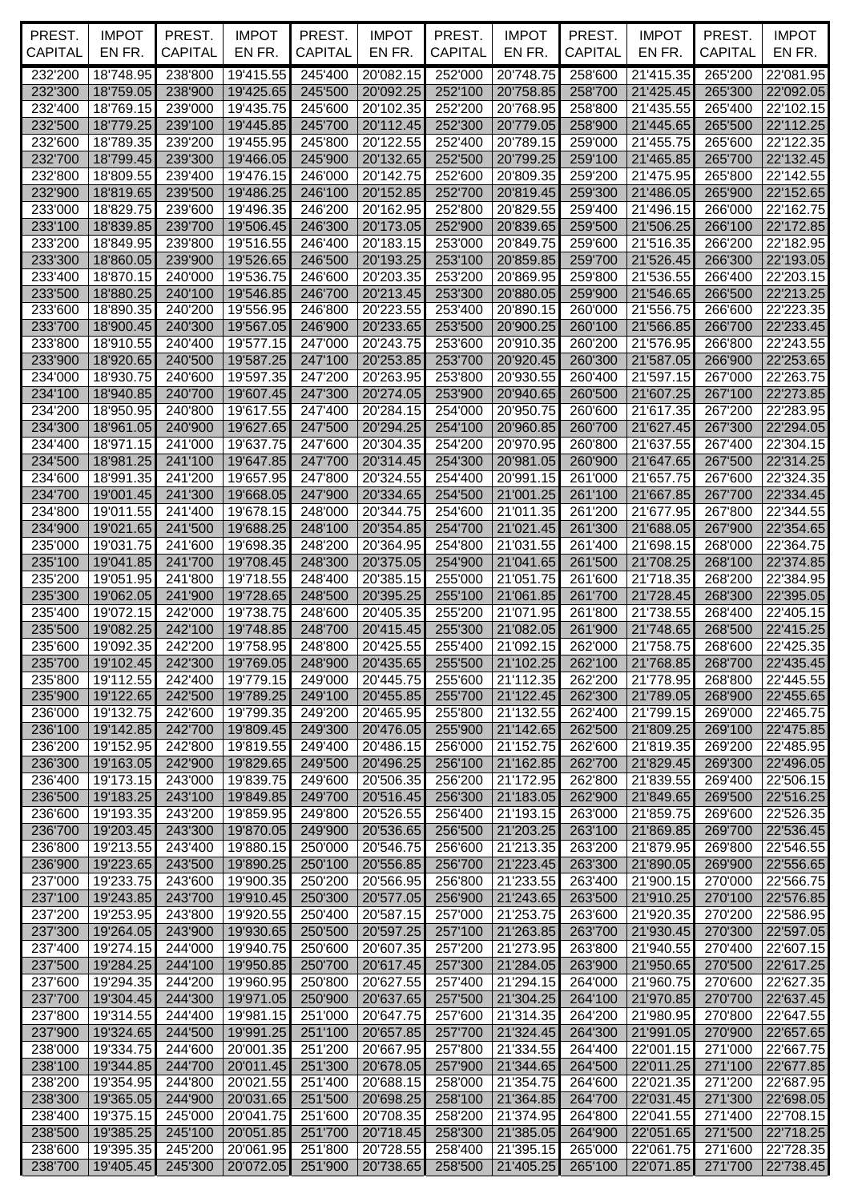| PREST. CAPITAL | IMPOT EN FR. | PREST. CAPITAL | IMPOT EN FR. | PREST. CAPITAL | IMPOT EN FR. | PREST. CAPITAL | IMPOT EN FR. | PREST. CAPITAL | IMPOT EN FR. | PREST. CAPITAL | IMPOT EN FR. |
|---|---|---|---|---|---|---|---|---|---|---|---|
| 232'200 | 18'748.95 | 238'800 | 19'415.55 | 245'400 | 20'082.15 | 252'000 | 20'748.75 | 258'600 | 21'415.35 | 265'200 | 22'081.95 |
| 232'300 | 18'759.05 | 238'900 | 19'425.65 | 245'500 | 20'092.25 | 252'100 | 20'758.85 | 258'700 | 21'425.45 | 265'300 | 22'092.05 |
| 232'400 | 18'769.15 | 239'000 | 19'435.75 | 245'600 | 20'102.35 | 252'200 | 20'768.95 | 258'800 | 21'435.55 | 265'400 | 22'102.15 |
| 232'500 | 18'779.25 | 239'100 | 19'445.85 | 245'700 | 20'112.45 | 252'300 | 20'779.05 | 258'900 | 21'445.65 | 265'500 | 22'112.25 |
| 232'600 | 18'789.35 | 239'200 | 19'455.95 | 245'800 | 20'122.55 | 252'400 | 20'789.15 | 259'000 | 21'455.75 | 265'600 | 22'122.35 |
| 232'700 | 18'799.45 | 239'300 | 19'466.05 | 245'900 | 20'132.65 | 252'500 | 20'799.25 | 259'100 | 21'465.85 | 265'700 | 22'132.45 |
| 232'800 | 18'809.55 | 239'400 | 19'476.15 | 246'000 | 20'142.75 | 252'600 | 20'809.35 | 259'200 | 21'475.95 | 265'800 | 22'142.55 |
| 232'900 | 18'819.65 | 239'500 | 19'486.25 | 246'100 | 20'152.85 | 252'700 | 20'819.45 | 259'300 | 21'486.05 | 265'900 | 22'152.65 |
| 233'000 | 18'829.75 | 239'600 | 19'496.35 | 246'200 | 20'162.95 | 252'800 | 20'829.55 | 259'400 | 21'496.15 | 266'000 | 22'162.75 |
| 233'100 | 18'839.85 | 239'700 | 19'506.45 | 246'300 | 20'173.05 | 252'900 | 20'839.65 | 259'500 | 21'506.25 | 266'100 | 22'172.85 |
| 233'200 | 18'849.95 | 239'800 | 19'516.55 | 246'400 | 20'183.15 | 253'000 | 20'849.75 | 259'600 | 21'516.35 | 266'200 | 22'182.95 |
| 233'300 | 18'860.05 | 239'900 | 19'526.65 | 246'500 | 20'193.25 | 253'100 | 20'859.85 | 259'700 | 21'526.45 | 266'300 | 22'193.05 |
| 233'400 | 18'870.15 | 240'000 | 19'536.75 | 246'600 | 20'203.35 | 253'200 | 20'869.95 | 259'800 | 21'536.55 | 266'400 | 22'203.15 |
| 233'500 | 18'880.25 | 240'100 | 19'546.85 | 246'700 | 20'213.45 | 253'300 | 20'880.05 | 259'900 | 21'546.65 | 266'500 | 22'213.25 |
| 233'600 | 18'890.35 | 240'200 | 19'556.95 | 246'800 | 20'223.55 | 253'400 | 20'890.15 | 260'000 | 21'556.75 | 266'600 | 22'223.35 |
| 233'700 | 18'900.45 | 240'300 | 19'567.05 | 246'900 | 20'233.65 | 253'500 | 20'900.25 | 260'100 | 21'566.85 | 266'700 | 22'233.45 |
| 233'800 | 18'910.55 | 240'400 | 19'577.15 | 247'000 | 20'243.75 | 253'600 | 20'910.35 | 260'200 | 21'576.95 | 266'800 | 22'243.55 |
| 233'900 | 18'920.65 | 240'500 | 19'587.25 | 247'100 | 20'253.85 | 253'700 | 20'920.45 | 260'300 | 21'587.05 | 266'900 | 22'253.65 |
| 234'000 | 18'930.75 | 240'600 | 19'597.35 | 247'200 | 20'263.95 | 253'800 | 20'930.55 | 260'400 | 21'597.15 | 267'000 | 22'263.75 |
| 234'100 | 18'940.85 | 240'700 | 19'607.45 | 247'300 | 20'274.05 | 253'900 | 20'940.65 | 260'500 | 21'607.25 | 267'100 | 22'273.85 |
| 234'200 | 18'950.95 | 240'800 | 19'617.55 | 247'400 | 20'284.15 | 254'000 | 20'950.75 | 260'600 | 21'617.35 | 267'200 | 22'283.95 |
| 234'300 | 18'961.05 | 240'900 | 19'627.65 | 247'500 | 20'294.25 | 254'100 | 20'960.85 | 260'700 | 21'627.45 | 267'300 | 22'294.05 |
| 234'400 | 18'971.15 | 241'000 | 19'637.75 | 247'600 | 20'304.35 | 254'200 | 20'970.95 | 260'800 | 21'637.55 | 267'400 | 22'304.15 |
| 234'500 | 18'981.25 | 241'100 | 19'647.85 | 247'700 | 20'314.45 | 254'300 | 20'981.05 | 260'900 | 21'647.65 | 267'500 | 22'314.25 |
| 234'600 | 18'991.35 | 241'200 | 19'657.95 | 247'800 | 20'324.55 | 254'400 | 20'991.15 | 261'000 | 21'657.75 | 267'600 | 22'324.35 |
| 234'700 | 19'001.45 | 241'300 | 19'668.05 | 247'900 | 20'334.65 | 254'500 | 21'001.25 | 261'100 | 21'667.85 | 267'700 | 22'334.45 |
| 234'800 | 19'011.55 | 241'400 | 19'678.15 | 248'000 | 20'344.75 | 254'600 | 21'011.35 | 261'200 | 21'677.95 | 267'800 | 22'344.55 |
| 234'900 | 19'021.65 | 241'500 | 19'688.25 | 248'100 | 20'354.85 | 254'700 | 21'021.45 | 261'300 | 21'688.05 | 267'900 | 22'354.65 |
| 235'000 | 19'031.75 | 241'600 | 19'698.35 | 248'200 | 20'364.95 | 254'800 | 21'031.55 | 261'400 | 21'698.15 | 268'000 | 22'364.75 |
| 235'100 | 19'041.85 | 241'700 | 19'708.45 | 248'300 | 20'375.05 | 254'900 | 21'041.65 | 261'500 | 21'708.25 | 268'100 | 22'374.85 |
| 235'200 | 19'051.95 | 241'800 | 19'718.55 | 248'400 | 20'385.15 | 255'000 | 21'051.75 | 261'600 | 21'718.35 | 268'200 | 22'384.95 |
| 235'300 | 19'062.05 | 241'900 | 19'728.65 | 248'500 | 20'395.25 | 255'100 | 21'061.85 | 261'700 | 21'728.45 | 268'300 | 22'395.05 |
| 235'400 | 19'072.15 | 242'000 | 19'738.75 | 248'600 | 20'405.35 | 255'200 | 21'071.95 | 261'800 | 21'738.55 | 268'400 | 22'405.15 |
| 235'500 | 19'082.25 | 242'100 | 19'748.85 | 248'700 | 20'415.45 | 255'300 | 21'082.05 | 261'900 | 21'748.65 | 268'500 | 22'415.25 |
| 235'600 | 19'092.35 | 242'200 | 19'758.95 | 248'800 | 20'425.55 | 255'400 | 21'092.15 | 262'000 | 21'758.75 | 268'600 | 22'425.35 |
| 235'700 | 19'102.45 | 242'300 | 19'769.05 | 248'900 | 20'435.65 | 255'500 | 21'102.25 | 262'100 | 21'768.85 | 268'700 | 22'435.45 |
| 235'800 | 19'112.55 | 242'400 | 19'779.15 | 249'000 | 20'445.75 | 255'600 | 21'112.35 | 262'200 | 21'778.95 | 268'800 | 22'445.55 |
| 235'900 | 19'122.65 | 242'500 | 19'789.25 | 249'100 | 20'455.85 | 255'700 | 21'122.45 | 262'300 | 21'789.05 | 268'900 | 22'455.65 |
| 236'000 | 19'132.75 | 242'600 | 19'799.35 | 249'200 | 20'465.95 | 255'800 | 21'132.55 | 262'400 | 21'799.15 | 269'000 | 22'465.75 |
| 236'100 | 19'142.85 | 242'700 | 19'809.45 | 249'300 | 20'476.05 | 255'900 | 21'142.65 | 262'500 | 21'809.25 | 269'100 | 22'475.85 |
| 236'200 | 19'152.95 | 242'800 | 19'819.55 | 249'400 | 20'486.15 | 256'000 | 21'152.75 | 262'600 | 21'819.35 | 269'200 | 22'485.95 |
| 236'300 | 19'163.05 | 242'900 | 19'829.65 | 249'500 | 20'496.25 | 256'100 | 21'162.85 | 262'700 | 21'829.45 | 269'300 | 22'496.05 |
| 236'400 | 19'173.15 | 243'000 | 19'839.75 | 249'600 | 20'506.35 | 256'200 | 21'172.95 | 262'800 | 21'839.55 | 269'400 | 22'506.15 |
| 236'500 | 19'183.25 | 243'100 | 19'849.85 | 249'700 | 20'516.45 | 256'300 | 21'183.05 | 262'900 | 21'849.65 | 269'500 | 22'516.25 |
| 236'600 | 19'193.35 | 243'200 | 19'859.95 | 249'800 | 20'526.55 | 256'400 | 21'193.15 | 263'000 | 21'859.75 | 269'600 | 22'526.35 |
| 236'700 | 19'203.45 | 243'300 | 19'870.05 | 249'900 | 20'536.65 | 256'500 | 21'203.25 | 263'100 | 21'869.85 | 269'700 | 22'536.45 |
| 236'800 | 19'213.55 | 243'400 | 19'880.15 | 250'000 | 20'546.75 | 256'600 | 21'213.35 | 263'200 | 21'879.95 | 269'800 | 22'546.55 |
| 236'900 | 19'223.65 | 243'500 | 19'890.25 | 250'100 | 20'556.85 | 256'700 | 21'223.45 | 263'300 | 21'890.05 | 269'900 | 22'556.65 |
| 237'000 | 19'233.75 | 243'600 | 19'900.35 | 250'200 | 20'566.95 | 256'800 | 21'233.55 | 263'400 | 21'900.15 | 270'000 | 22'566.75 |
| 237'100 | 19'243.85 | 243'700 | 19'910.45 | 250'300 | 20'577.05 | 256'900 | 21'243.65 | 263'500 | 21'910.25 | 270'100 | 22'576.85 |
| 237'200 | 19'253.95 | 243'800 | 19'920.55 | 250'400 | 20'587.15 | 257'000 | 21'253.75 | 263'600 | 21'920.35 | 270'200 | 22'586.95 |
| 237'300 | 19'264.05 | 243'900 | 19'930.65 | 250'500 | 20'597.25 | 257'100 | 21'263.85 | 263'700 | 21'930.45 | 270'300 | 22'597.05 |
| 237'400 | 19'274.15 | 244'000 | 19'940.75 | 250'600 | 20'607.35 | 257'200 | 21'273.95 | 263'800 | 21'940.55 | 270'400 | 22'607.15 |
| 237'500 | 19'284.25 | 244'100 | 19'950.85 | 250'700 | 20'617.45 | 257'300 | 21'284.05 | 263'900 | 21'950.65 | 270'500 | 22'617.25 |
| 237'600 | 19'294.35 | 244'200 | 19'960.95 | 250'800 | 20'627.55 | 257'400 | 21'294.15 | 264'000 | 21'960.75 | 270'600 | 22'627.35 |
| 237'700 | 19'304.45 | 244'300 | 19'971.05 | 250'900 | 20'637.65 | 257'500 | 21'304.25 | 264'100 | 21'970.85 | 270'700 | 22'637.45 |
| 237'800 | 19'314.55 | 244'400 | 19'981.15 | 251'000 | 20'647.75 | 257'600 | 21'314.35 | 264'200 | 21'980.95 | 270'800 | 22'647.55 |
| 237'900 | 19'324.65 | 244'500 | 19'991.25 | 251'100 | 20'657.85 | 257'700 | 21'324.45 | 264'300 | 21'991.05 | 270'900 | 22'657.65 |
| 238'000 | 19'334.75 | 244'600 | 20'001.35 | 251'200 | 20'667.95 | 257'800 | 21'334.55 | 264'400 | 22'001.15 | 271'000 | 22'667.75 |
| 238'100 | 19'344.85 | 244'700 | 20'011.45 | 251'300 | 20'678.05 | 257'900 | 21'344.65 | 264'500 | 22'011.25 | 271'100 | 22'677.85 |
| 238'200 | 19'354.95 | 244'800 | 20'021.55 | 251'400 | 20'688.15 | 258'000 | 21'354.75 | 264'600 | 22'021.35 | 271'200 | 22'687.95 |
| 238'300 | 19'365.05 | 244'900 | 20'031.65 | 251'500 | 20'698.25 | 258'100 | 21'364.85 | 264'700 | 22'031.45 | 271'300 | 22'698.05 |
| 238'400 | 19'375.15 | 245'000 | 20'041.75 | 251'600 | 20'708.35 | 258'200 | 21'374.95 | 264'800 | 22'041.55 | 271'400 | 22'708.15 |
| 238'500 | 19'385.25 | 245'100 | 20'051.85 | 251'700 | 20'718.45 | 258'300 | 21'385.05 | 264'900 | 22'051.65 | 271'500 | 22'718.25 |
| 238'600 | 19'395.35 | 245'200 | 20'061.95 | 251'800 | 20'728.55 | 258'400 | 21'395.15 | 265'000 | 22'061.75 | 271'600 | 22'728.35 |
| 238'700 | 19'405.45 | 245'300 | 20'072.05 | 251'900 | 20'738.65 | 258'500 | 21'405.25 | 265'100 | 22'071.85 | 271'700 | 22'738.45 |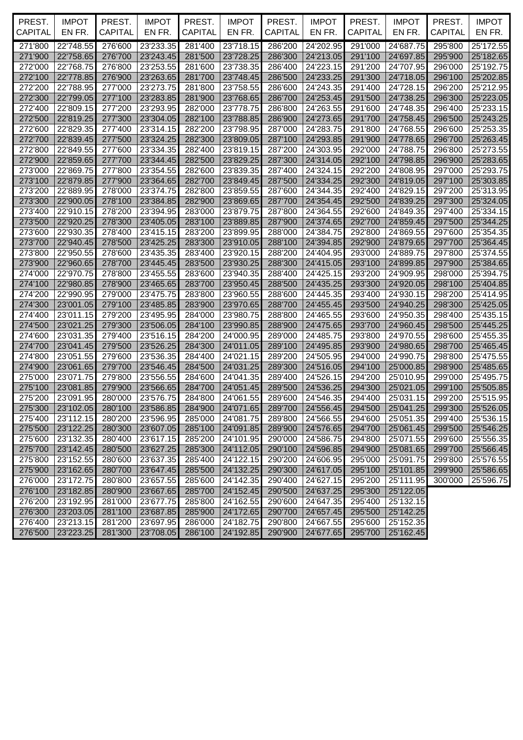| PREST. CAPITAL | IMPOT EN FR. | PREST. CAPITAL | IMPOT EN FR. | PREST. CAPITAL | IMPOT EN FR. | PREST. CAPITAL | IMPOT EN FR. | PREST. CAPITAL | IMPOT EN FR. | PREST. CAPITAL | IMPOT EN FR. |
|---|---|---|---|---|---|---|---|---|---|---|---|
| 271'800 | 22'748.55 | 276'600 | 23'233.35 | 281'400 | 23'718.15 | 286'200 | 24'202.95 | 291'000 | 24'687.75 | 295'800 | 25'172.55 |
| 271'900 | 22'758.65 | 276'700 | 23'243.45 | 281'500 | 23'728.25 | 286'300 | 24'213.05 | 291'100 | 24'697.85 | 295'900 | 25'182.65 |
| 272'000 | 22'768.75 | 276'800 | 23'253.55 | 281'600 | 23'738.35 | 286'400 | 24'223.15 | 291'200 | 24'707.95 | 296'000 | 25'192.75 |
| 272'100 | 22'778.85 | 276'900 | 23'263.65 | 281'700 | 23'748.45 | 286'500 | 24'233.25 | 291'300 | 24'718.05 | 296'100 | 25'202.85 |
| 272'200 | 22'788.95 | 277'000 | 23'273.75 | 281'800 | 23'758.55 | 286'600 | 24'243.35 | 291'400 | 24'728.15 | 296'200 | 25'212.95 |
| 272'300 | 22'799.05 | 277'100 | 23'283.85 | 281'900 | 23'768.65 | 286'700 | 24'253.45 | 291'500 | 24'738.25 | 296'300 | 25'223.05 |
| 272'400 | 22'809.15 | 277'200 | 23'293.95 | 282'000 | 23'778.75 | 286'800 | 24'263.55 | 291'600 | 24'748.35 | 296'400 | 25'233.15 |
| 272'500 | 22'819.25 | 277'300 | 23'304.05 | 282'100 | 23'788.85 | 286'900 | 24'273.65 | 291'700 | 24'758.45 | 296'500 | 25'243.25 |
| 272'600 | 22'829.35 | 277'400 | 23'314.15 | 282'200 | 23'798.95 | 287'000 | 24'283.75 | 291'800 | 24'768.55 | 296'600 | 25'253.35 |
| 272'700 | 22'839.45 | 277'500 | 23'324.25 | 282'300 | 23'809.05 | 287'100 | 24'293.85 | 291'900 | 24'778.65 | 296'700 | 25'263.45 |
| 272'800 | 22'849.55 | 277'600 | 23'334.35 | 282'400 | 23'819.15 | 287'200 | 24'303.95 | 292'000 | 24'788.75 | 296'800 | 25'273.55 |
| 272'900 | 22'859.65 | 277'700 | 23'344.45 | 282'500 | 23'829.25 | 287'300 | 24'314.05 | 292'100 | 24'798.85 | 296'900 | 25'283.65 |
| 273'000 | 22'869.75 | 277'800 | 23'354.55 | 282'600 | 23'839.35 | 287'400 | 24'324.15 | 292'200 | 24'808.95 | 297'000 | 25'293.75 |
| 273'100 | 22'879.85 | 277'900 | 23'364.65 | 282'700 | 23'849.45 | 287'500 | 24'334.25 | 292'300 | 24'819.05 | 297'100 | 25'303.85 |
| 273'200 | 22'889.95 | 278'000 | 23'374.75 | 282'800 | 23'859.55 | 287'600 | 24'344.35 | 292'400 | 24'829.15 | 297'200 | 25'313.95 |
| 273'300 | 22'900.05 | 278'100 | 23'384.85 | 282'900 | 23'869.65 | 287'700 | 24'354.45 | 292'500 | 24'839.25 | 297'300 | 25'324.05 |
| 273'400 | 22'910.15 | 278'200 | 23'394.95 | 283'000 | 23'879.75 | 287'800 | 24'364.55 | 292'600 | 24'849.35 | 297'400 | 25'334.15 |
| 273'500 | 22'920.25 | 278'300 | 23'405.05 | 283'100 | 23'889.85 | 287'900 | 24'374.65 | 292'700 | 24'859.45 | 297'500 | 25'344.25 |
| 273'600 | 22'930.35 | 278'400 | 23'415.15 | 283'200 | 23'899.95 | 288'000 | 24'384.75 | 292'800 | 24'869.55 | 297'600 | 25'354.35 |
| 273'700 | 22'940.45 | 278'500 | 23'425.25 | 283'300 | 23'910.05 | 288'100 | 24'394.85 | 292'900 | 24'879.65 | 297'700 | 25'364.45 |
| 273'800 | 22'950.55 | 278'600 | 23'435.35 | 283'400 | 23'920.15 | 288'200 | 24'404.95 | 293'000 | 24'889.75 | 297'800 | 25'374.55 |
| 273'900 | 22'960.65 | 278'700 | 23'445.45 | 283'500 | 23'930.25 | 288'300 | 24'415.05 | 293'100 | 24'899.85 | 297'900 | 25'384.65 |
| 274'000 | 22'970.75 | 278'800 | 23'455.55 | 283'600 | 23'940.35 | 288'400 | 24'425.15 | 293'200 | 24'909.95 | 298'000 | 25'394.75 |
| 274'100 | 22'980.85 | 278'900 | 23'465.65 | 283'700 | 23'950.45 | 288'500 | 24'435.25 | 293'300 | 24'920.05 | 298'100 | 25'404.85 |
| 274'200 | 22'990.95 | 279'000 | 23'475.75 | 283'800 | 23'960.55 | 288'600 | 24'445.35 | 293'400 | 24'930.15 | 298'200 | 25'414.95 |
| 274'300 | 23'001.05 | 279'100 | 23'485.85 | 283'900 | 23'970.65 | 288'700 | 24'455.45 | 293'500 | 24'940.25 | 298'300 | 25'425.05 |
| 274'400 | 23'011.15 | 279'200 | 23'495.95 | 284'000 | 23'980.75 | 288'800 | 24'465.55 | 293'600 | 24'950.35 | 298'400 | 25'435.15 |
| 274'500 | 23'021.25 | 279'300 | 23'506.05 | 284'100 | 23'990.85 | 288'900 | 24'475.65 | 293'700 | 24'960.45 | 298'500 | 25'445.25 |
| 274'600 | 23'031.35 | 279'400 | 23'516.15 | 284'200 | 24'000.95 | 289'000 | 24'485.75 | 293'800 | 24'970.55 | 298'600 | 25'455.35 |
| 274'700 | 23'041.45 | 279'500 | 23'526.25 | 284'300 | 24'011.05 | 289'100 | 24'495.85 | 293'900 | 24'980.65 | 298'700 | 25'465.45 |
| 274'800 | 23'051.55 | 279'600 | 23'536.35 | 284'400 | 24'021.15 | 289'200 | 24'505.95 | 294'000 | 24'990.75 | 298'800 | 25'475.55 |
| 274'900 | 23'061.65 | 279'700 | 23'546.45 | 284'500 | 24'031.25 | 289'300 | 24'516.05 | 294'100 | 25'000.85 | 298'900 | 25'485.65 |
| 275'000 | 23'071.75 | 279'800 | 23'556.55 | 284'600 | 24'041.35 | 289'400 | 24'526.15 | 294'200 | 25'010.95 | 299'000 | 25'495.75 |
| 275'100 | 23'081.85 | 279'900 | 23'566.65 | 284'700 | 24'051.45 | 289'500 | 24'536.25 | 294'300 | 25'021.05 | 299'100 | 25'505.85 |
| 275'200 | 23'091.95 | 280'000 | 23'576.75 | 284'800 | 24'061.55 | 289'600 | 24'546.35 | 294'400 | 25'031.15 | 299'200 | 25'515.95 |
| 275'300 | 23'102.05 | 280'100 | 23'586.85 | 284'900 | 24'071.65 | 289'700 | 24'556.45 | 294'500 | 25'041.25 | 299'300 | 25'526.05 |
| 275'400 | 23'112.15 | 280'200 | 23'596.95 | 285'000 | 24'081.75 | 289'800 | 24'566.55 | 294'600 | 25'051.35 | 299'400 | 25'536.15 |
| 275'500 | 23'122.25 | 280'300 | 23'607.05 | 285'100 | 24'091.85 | 289'900 | 24'576.65 | 294'700 | 25'061.45 | 299'500 | 25'546.25 |
| 275'600 | 23'132.35 | 280'400 | 23'617.15 | 285'200 | 24'101.95 | 290'000 | 24'586.75 | 294'800 | 25'071.55 | 299'600 | 25'556.35 |
| 275'700 | 23'142.45 | 280'500 | 23'627.25 | 285'300 | 24'112.05 | 290'100 | 24'596.85 | 294'900 | 25'081.65 | 299'700 | 25'566.45 |
| 275'800 | 23'152.55 | 280'600 | 23'637.35 | 285'400 | 24'122.15 | 290'200 | 24'606.95 | 295'000 | 25'091.75 | 299'800 | 25'576.55 |
| 275'900 | 23'162.65 | 280'700 | 23'647.45 | 285'500 | 24'132.25 | 290'300 | 24'617.05 | 295'100 | 25'101.85 | 299'900 | 25'586.65 |
| 276'000 | 23'172.75 | 280'800 | 23'657.55 | 285'600 | 24'142.35 | 290'400 | 24'627.15 | 295'200 | 25'111.95 | 300'000 | 25'596.75 |
| 276'100 | 23'182.85 | 280'900 | 23'667.65 | 285'700 | 24'152.45 | 290'500 | 24'637.25 | 295'300 | 25'122.05 | | |
| 276'200 | 23'192.95 | 281'000 | 23'677.75 | 285'800 | 24'162.55 | 290'600 | 24'647.35 | 295'400 | 25'132.15 | | |
| 276'300 | 23'203.05 | 281'100 | 23'687.85 | 285'900 | 24'172.65 | 290'700 | 24'657.45 | 295'500 | 25'142.25 | | |
| 276'400 | 23'213.15 | 281'200 | 23'697.95 | 286'000 | 24'182.75 | 290'800 | 24'667.55 | 295'600 | 25'152.35 | | |
| 276'500 | 23'223.25 | 281'300 | 23'708.05 | 286'100 | 24'192.85 | 290'900 | 24'677.65 | 295'700 | 25'162.45 | | |